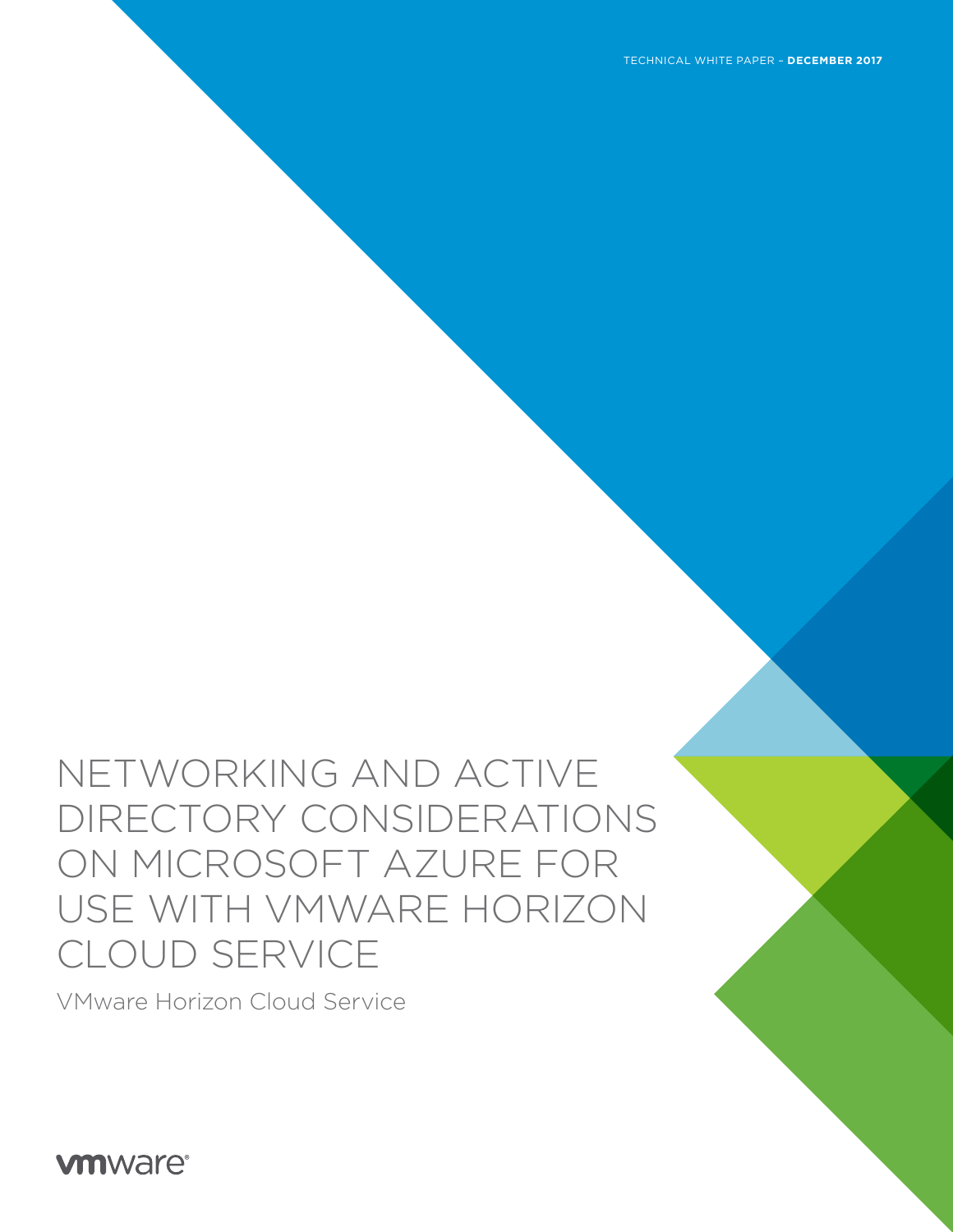TECHNICAL WHITE PAPER – **DECEMBER 2017**

# NETWORKING AND ACTIVE DIRECTORY CONSIDERATIONS ON MICROSOFT AZURE FOR USE WITH VMWARE HORIZON CLOUD SERVICE

VMware Horizon Cloud Service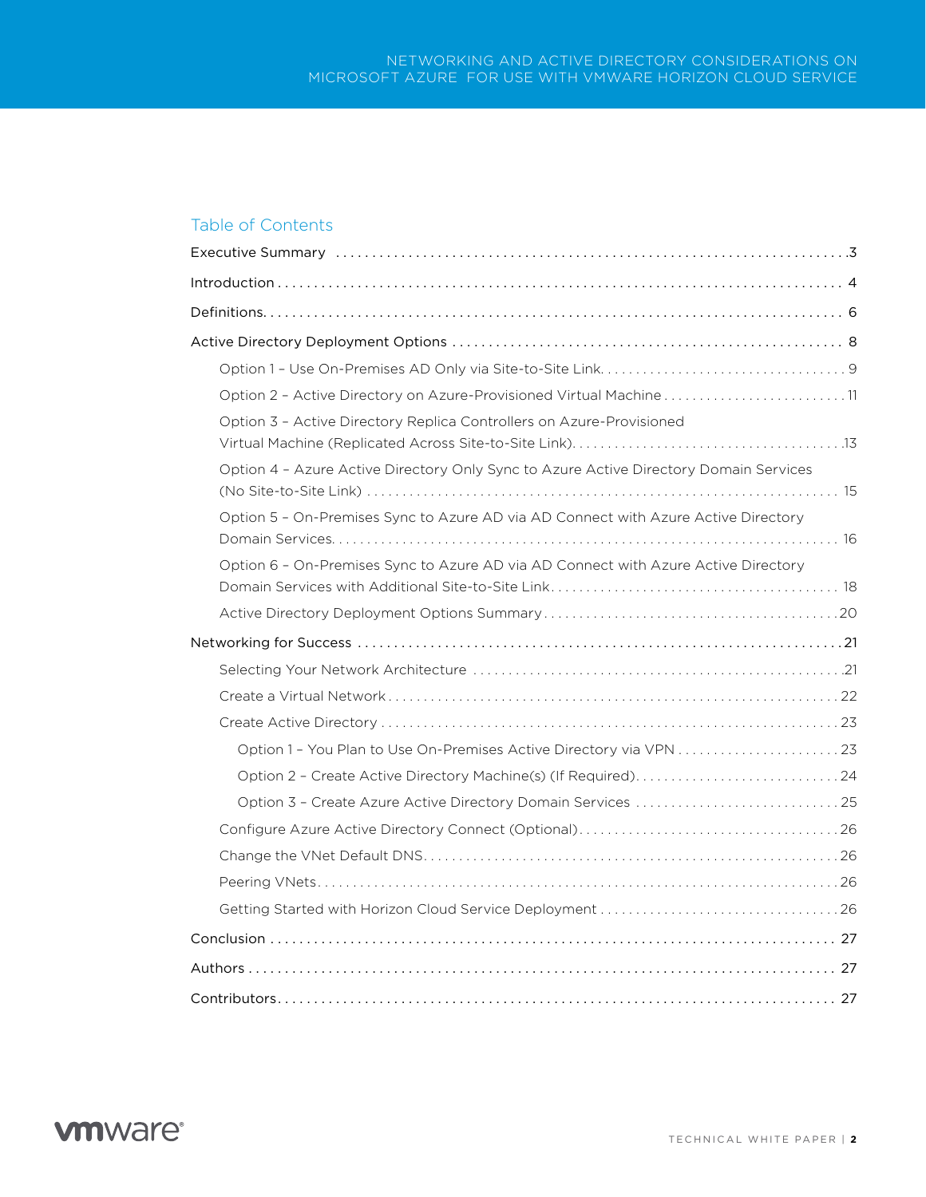## Table of Contents

- Executive Summary ... 3
- Introduction ... 4
- Definitions ... 6
- Active Directory Deployment Options ... 8
  - Option 1 – Use On-Premises AD Only via Site-to-Site Link ... 9
  - Option 2 – Active Directory on Azure-Provisioned Virtual Machine ... 11
  - Option 3 – Active Directory Replica Controllers on Azure-Provisioned Virtual Machine (Replicated Across Site-to-Site Link) ... 13
  - Option 4 – Azure Active Directory Only Sync to Azure Active Directory Domain Services (No Site-to-Site Link) ... 15
  - Option 5 – On-Premises Sync to Azure AD via AD Connect with Azure Active Directory Domain Services ... 16
  - Option 6 – On-Premises Sync to Azure AD via AD Connect with Azure Active Directory Domain Services with Additional Site-to-Site Link ... 18
  - Active Directory Deployment Options Summary ... 20
- Networking for Success ... 21
  - Selecting Your Network Architecture ... 21
  - Create a Virtual Network ... 22
  - Create Active Directory ... 23
    - Option 1 – You Plan to Use On-Premises Active Directory via VPN ... 23
    - Option 2 – Create Active Directory Machine(s) (If Required) ... 24
    - Option 3 – Create Azure Active Directory Domain Services ... 25
  - Configure Azure Active Directory Connect (Optional) ... 26
  - Change the VNet Default DNS ... 26
  - Peering VNets ... 26
  - Getting Started with Horizon Cloud Service Deployment ... 26
- Conclusion ... 27
- Authors ... 27
- Contributors ... 27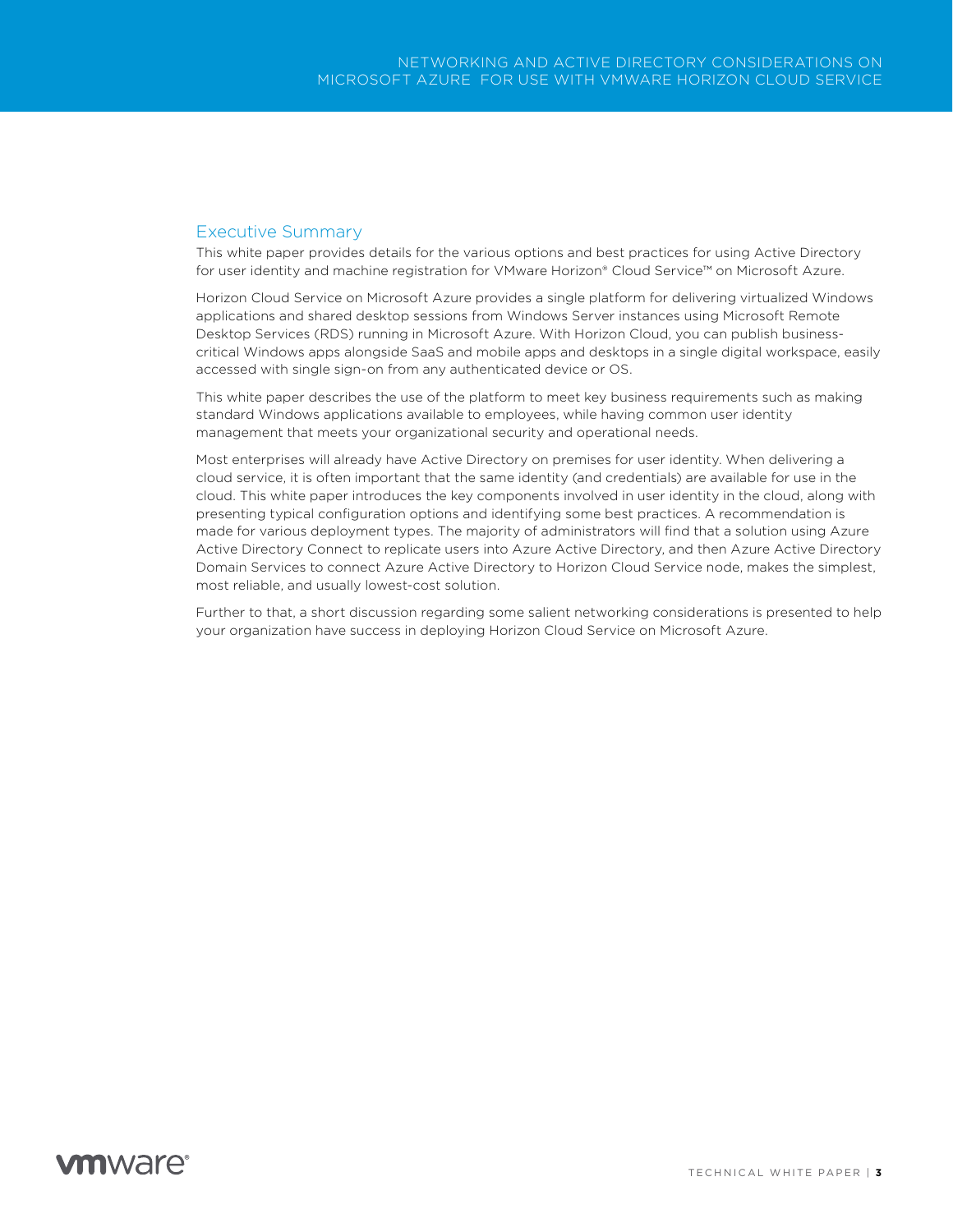## Executive Summary

This white paper provides details for the various options and best practices for using Active Directory for user identity and machine registration for VMware Horizon® Cloud Service™ on Microsoft Azure.

Horizon Cloud Service on Microsoft Azure provides a single platform for delivering virtualized Windows applications and shared desktop sessions from Windows Server instances using Microsoft Remote Desktop Services (RDS) running in Microsoft Azure. With Horizon Cloud, you can publish business-critical Windows apps alongside SaaS and mobile apps and desktops in a single digital workspace, easily accessed with single sign-on from any authenticated device or OS.

This white paper describes the use of the platform to meet key business requirements such as making standard Windows applications available to employees, while having common user identity management that meets your organizational security and operational needs.

Most enterprises will already have Active Directory on premises for user identity. When delivering a cloud service, it is often important that the same identity (and credentials) are available for use in the cloud. This white paper introduces the key components involved in user identity in the cloud, along with presenting typical configuration options and identifying some best practices. A recommendation is made for various deployment types. The majority of administrators will find that a solution using Azure Active Directory Connect to replicate users into Azure Active Directory, and then Azure Active Directory Domain Services to connect Azure Active Directory to Horizon Cloud Service node, makes the simplest, most reliable, and usually lowest-cost solution.

Further to that, a short discussion regarding some salient networking considerations is presented to help your organization have success in deploying Horizon Cloud Service on Microsoft Azure.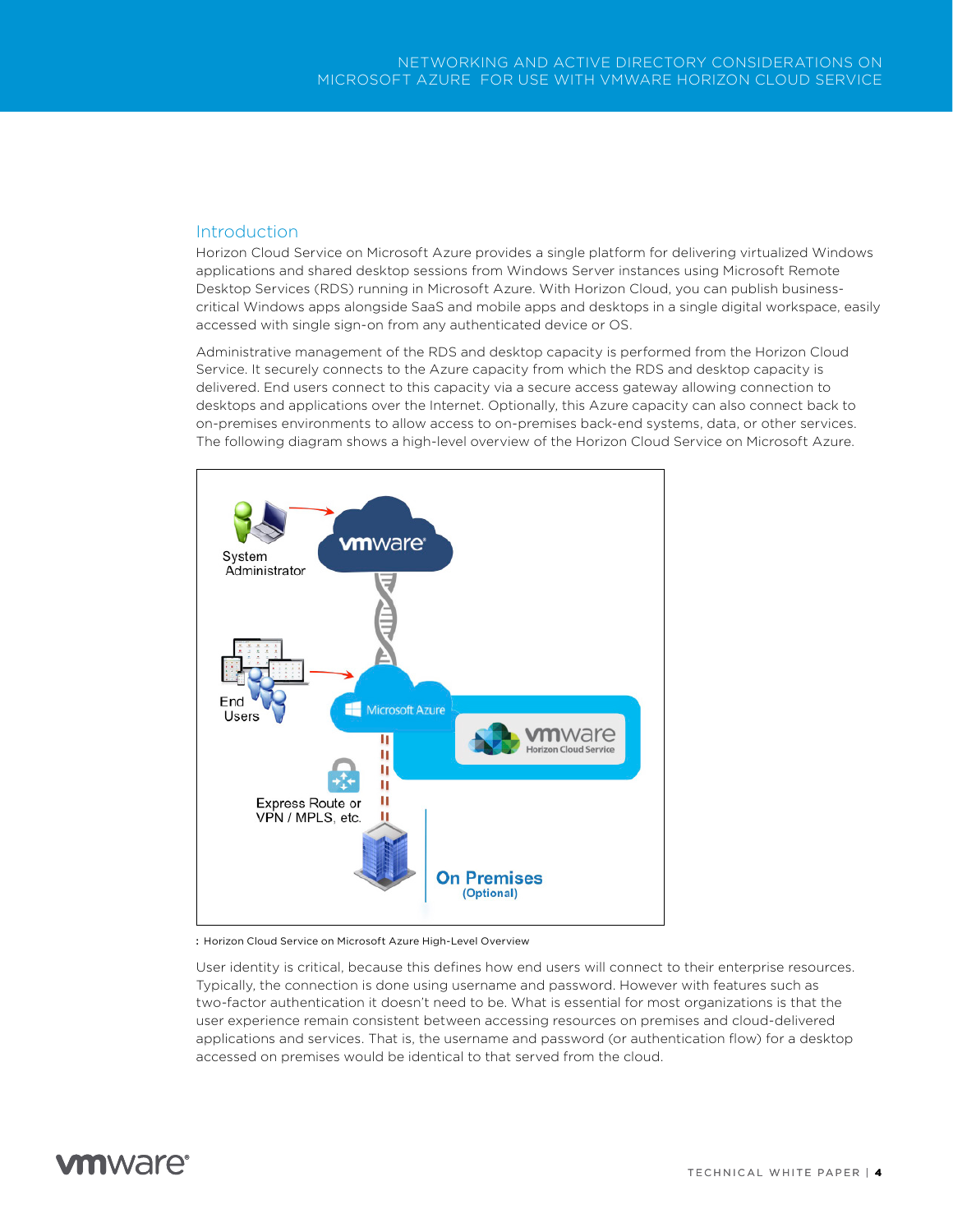## Introduction

Horizon Cloud Service on Microsoft Azure provides a single platform for delivering virtualized Windows applications and shared desktop sessions from Windows Server instances using Microsoft Remote Desktop Services (RDS) running in Microsoft Azure. With Horizon Cloud, you can publish business-critical Windows apps alongside SaaS and mobile apps and desktops in a single digital workspace, easily accessed with single sign-on from any authenticated device or OS.

Administrative management of the RDS and desktop capacity is performed from the Horizon Cloud Service. It securely connects to the Azure capacity from which the RDS and desktop capacity is delivered. End users connect to this capacity via a secure access gateway allowing connection to desktops and applications over the Internet. Optionally, this Azure capacity can also connect back to on-premises environments to allow access to on-premises back-end systems, data, or other services. The following diagram shows a high-level overview of the Horizon Cloud Service on Microsoft Azure.

: Horizon Cloud Service on Microsoft Azure High-Level Overview

User identity is critical, because this defines how end users will connect to their enterprise resources. Typically, the connection is done using username and password. However with features such as two-factor authentication it doesn't need to be. What is essential for most organizations is that the user experience remain consistent between accessing resources on premises and cloud-delivered applications and services. That is, the username and password (or authentication flow) for a desktop accessed on premises would be identical to that served from the cloud.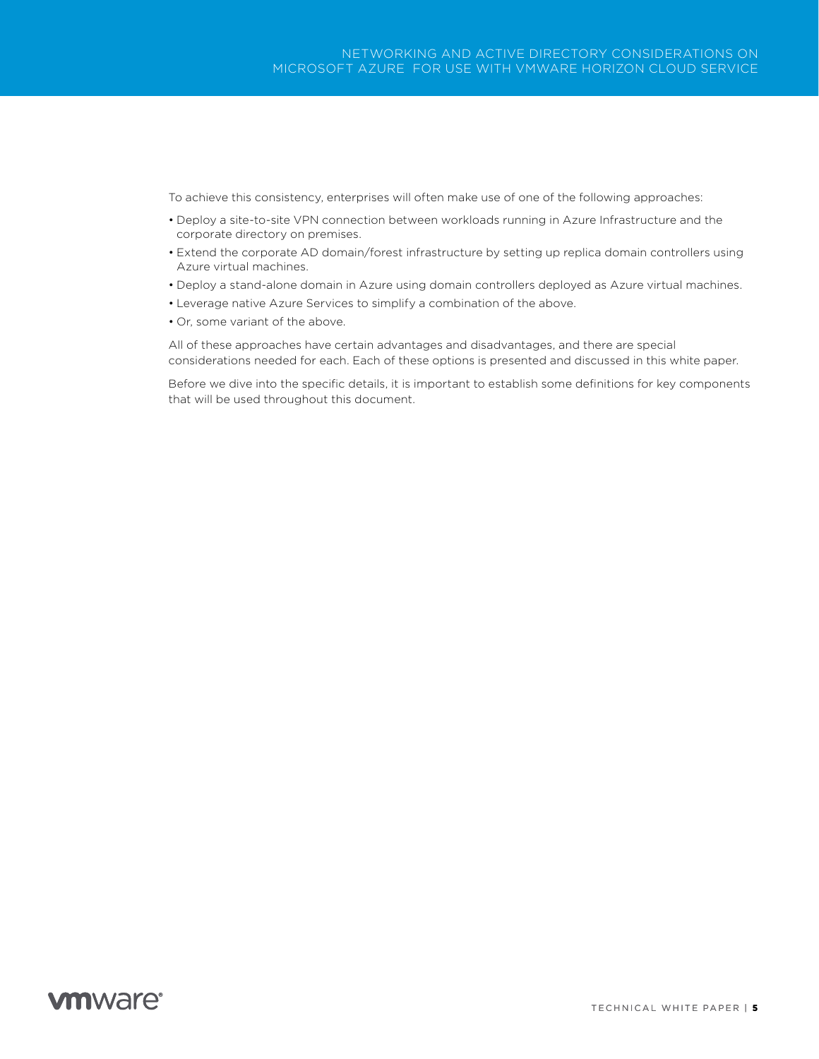To achieve this consistency, enterprises will often make use of one of the following approaches:

- Deploy a site-to-site VPN connection between workloads running in Azure Infrastructure and the corporate directory on premises.
- Extend the corporate AD domain/forest infrastructure by setting up replica domain controllers using Azure virtual machines.
- Deploy a stand-alone domain in Azure using domain controllers deployed as Azure virtual machines.
- Leverage native Azure Services to simplify a combination of the above.
- Or, some variant of the above.

All of these approaches have certain advantages and disadvantages, and there are special considerations needed for each. Each of these options is presented and discussed in this white paper.

Before we dive into the specific details, it is important to establish some definitions for key components that will be used throughout this document.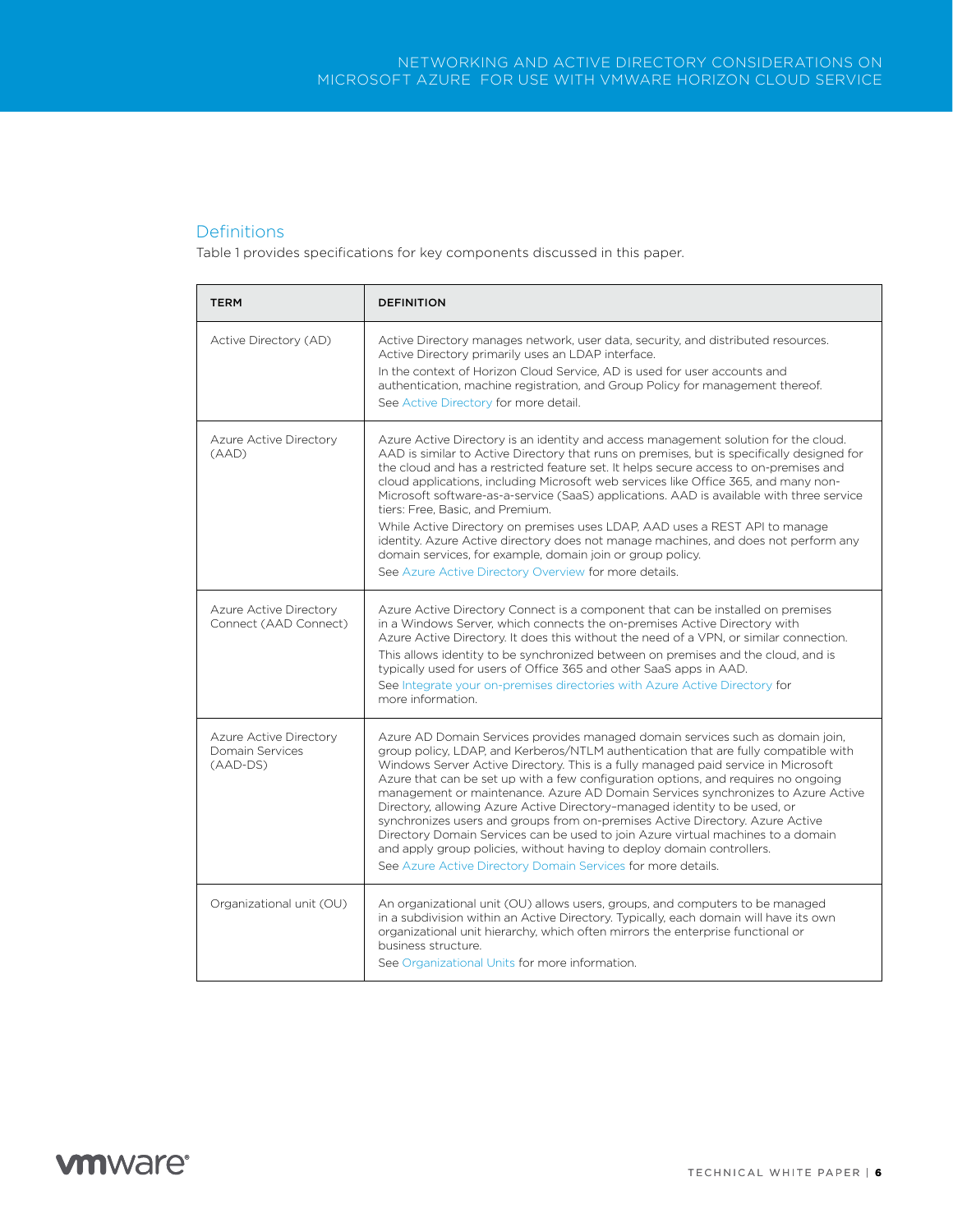## Definitions

Table 1 provides specifications for key components discussed in this paper.

| TERM | DEFINITION |
|---|---|
| Active Directory (AD) | Active Directory manages network, user data, security, and distributed resources. Active Directory primarily uses an LDAP interface.<br>In the context of Horizon Cloud Service, AD is used for user accounts and authentication, machine registration, and Group Policy for management thereof.<br>See Active Directory for more detail. |
| Azure Active Directory (AAD) | Azure Active Directory is an identity and access management solution for the cloud. AAD is similar to Active Directory that runs on premises, but is specifically designed for the cloud and has a restricted feature set. It helps secure access to on-premises and cloud applications, including Microsoft web services like Office 365, and many non-Microsoft software-as-a-service (SaaS) applications. AAD is available with three service tiers: Free, Basic, and Premium.<br>While Active Directory on premises uses LDAP, AAD uses a REST API to manage identity. Azure Active directory does not manage machines, and does not perform any domain services, for example, domain join or group policy.<br>See Azure Active Directory Overview for more details. |
| Azure Active Directory Connect (AAD Connect) | Azure Active Directory Connect is a component that can be installed on premises in a Windows Server, which connects the on-premises Active Directory with Azure Active Directory. It does this without the need of a VPN, or similar connection.<br>This allows identity to be synchronized between on premises and the cloud, and is typically used for users of Office 365 and other SaaS apps in AAD.<br>See Integrate your on-premises directories with Azure Active Directory for more information. |
| Azure Active Directory Domain Services (AAD-DS) | Azure AD Domain Services provides managed domain services such as domain join, group policy, LDAP, and Kerberos/NTLM authentication that are fully compatible with Windows Server Active Directory. This is a fully managed paid service in Microsoft Azure that can be set up with a few configuration options, and requires no ongoing management or maintenance. Azure AD Domain Services synchronizes to Azure Active Directory, allowing Azure Active Directory–managed identity to be used, or synchronizes users and groups from on-premises Active Directory. Azure Active Directory Domain Services can be used to join Azure virtual machines to a domain and apply group policies, without having to deploy domain controllers.<br>See Azure Active Directory Domain Services for more details. |
| Organizational unit (OU) | An organizational unit (OU) allows users, groups, and computers to be managed in a subdivision within an Active Directory. Typically, each domain will have its own organizational unit hierarchy, which often mirrors the enterprise functional or business structure.<br>See Organizational Units for more information. |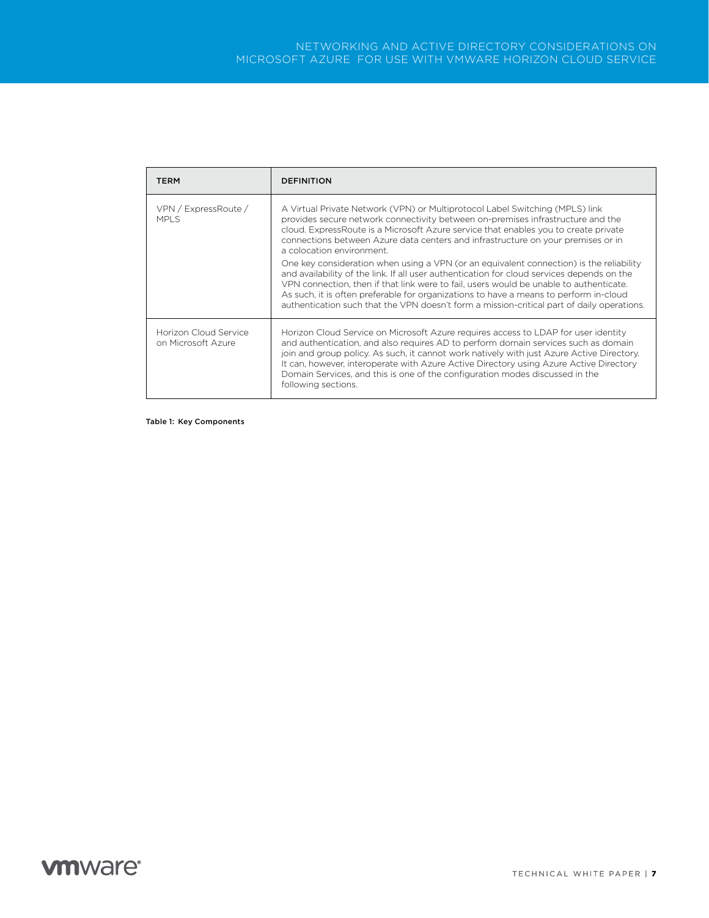| TERM | DEFINITION |
|---|---|
| VPN / ExpressRoute / MPLS | A Virtual Private Network (VPN) or Multiprotocol Label Switching (MPLS) link provides secure network connectivity between on-premises infrastructure and the cloud. ExpressRoute is a Microsoft Azure service that enables you to create private connections between Azure data centers and infrastructure on your premises or in a colocation environment.<br><br>One key consideration when using a VPN (or an equivalent connection) is the reliability and availability of the link. If all user authentication for cloud services depends on the VPN connection, then if that link were to fail, users would be unable to authenticate. As such, it is often preferable for organizations to have a means to perform in-cloud authentication such that the VPN doesn't form a mission-critical part of daily operations. |
| Horizon Cloud Service on Microsoft Azure | Horizon Cloud Service on Microsoft Azure requires access to LDAP for user identity and authentication, and also requires AD to perform domain services such as domain join and group policy. As such, it cannot work natively with just Azure Active Directory. It can, however, interoperate with Azure Active Directory using Azure Active Directory Domain Services, and this is one of the configuration modes discussed in the following sections. |

Table 1: Key Components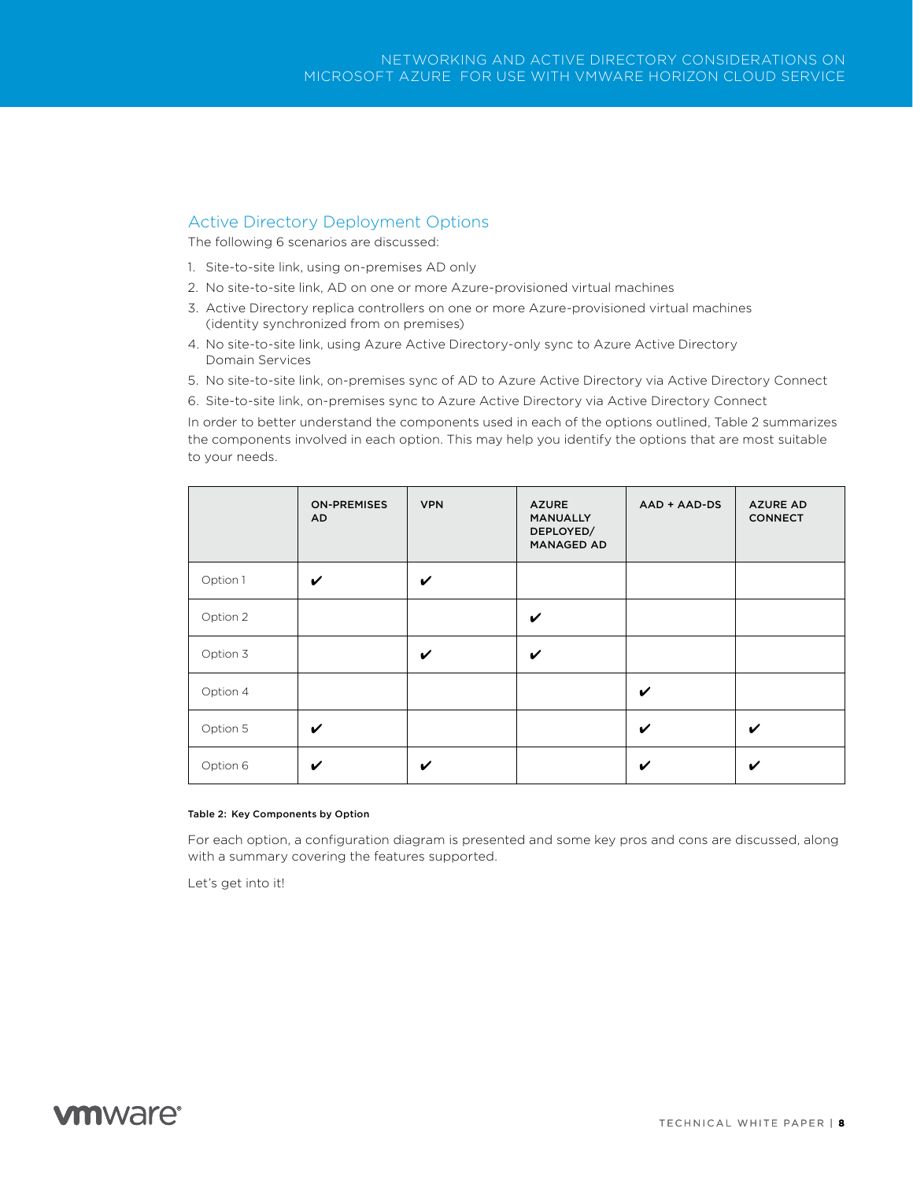## Active Directory Deployment Options

The following 6 scenarios are discussed:

1. Site-to-site link, using on-premises AD only
2. No site-to-site link, AD on one or more Azure-provisioned virtual machines
3. Active Directory replica controllers on one or more Azure-provisioned virtual machines (identity synchronized from on premises)
4. No site-to-site link, using Azure Active Directory-only sync to Azure Active Directory Domain Services
5. No site-to-site link, on-premises sync of AD to Azure Active Directory via Active Directory Connect
6. Site-to-site link, on-premises sync to Azure Active Directory via Active Directory Connect

In order to better understand the components used in each of the options outlined, Table 2 summarizes the components involved in each option. This may help you identify the options that are most suitable to your needs.

| | ON-PREMISES AD | VPN | AZURE MANUALLY DEPLOYED/ MANAGED AD | AAD + AAD-DS | AZURE AD CONNECT |
|---|---|---|---|---|---|
| Option 1 | ✔ | ✔ | | | |
| Option 2 | | | ✔ | | |
| Option 3 | | ✔ | ✔ | | |
| Option 4 | | | | ✔ | |
| Option 5 | ✔ | | | ✔ | ✔ |
| Option 6 | ✔ | ✔ | | ✔ | ✔ |

Table 2: Key Components by Option

For each option, a configuration diagram is presented and some key pros and cons are discussed, along with a summary covering the features supported.

Let's get into it!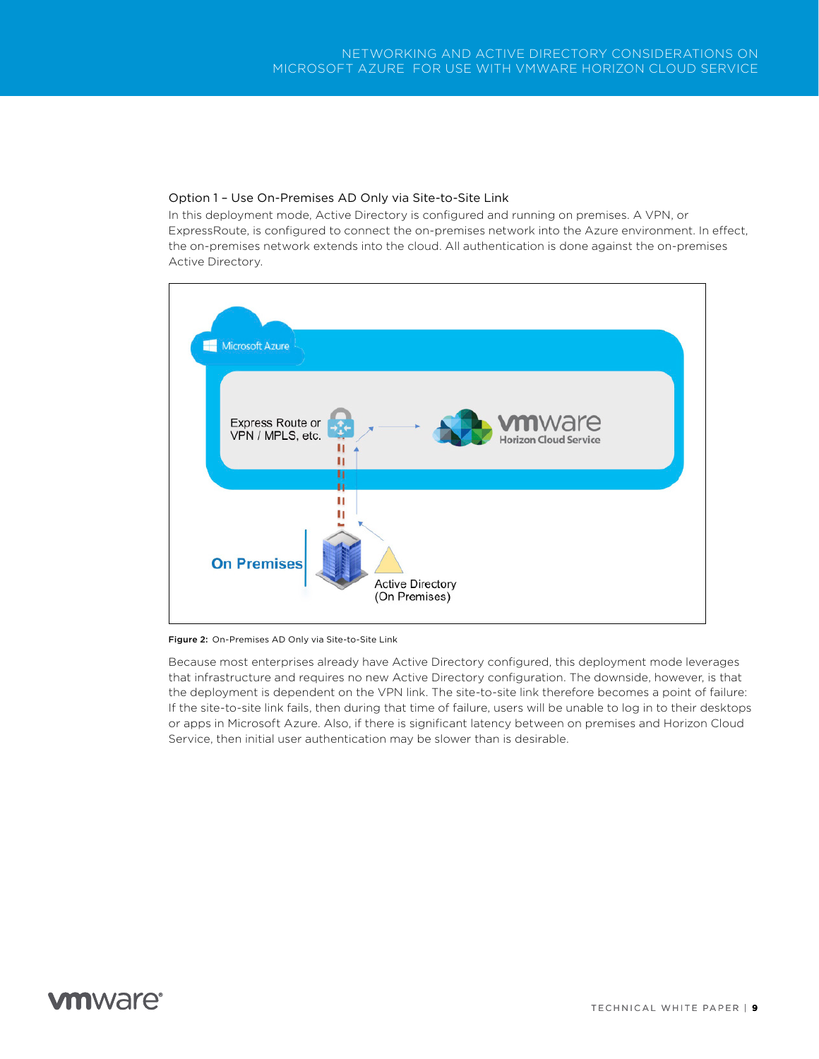### Option 1 – Use On-Premises AD Only via Site-to-Site Link

In this deployment mode, Active Directory is configured and running on premises. A VPN, or ExpressRoute, is configured to connect the on-premises network into the Azure environment. In effect, the on-premises network extends into the cloud. All authentication is done against the on-premises Active Directory.

**Figure 2:** On-Premises AD Only via Site-to-Site Link

Because most enterprises already have Active Directory configured, this deployment mode leverages that infrastructure and requires no new Active Directory configuration. The downside, however, is that the deployment is dependent on the VPN link. The site-to-site link therefore becomes a point of failure: If the site-to-site link fails, then during that time of failure, users will be unable to log in to their desktops or apps in Microsoft Azure. Also, if there is significant latency between on premises and Horizon Cloud Service, then initial user authentication may be slower than is desirable.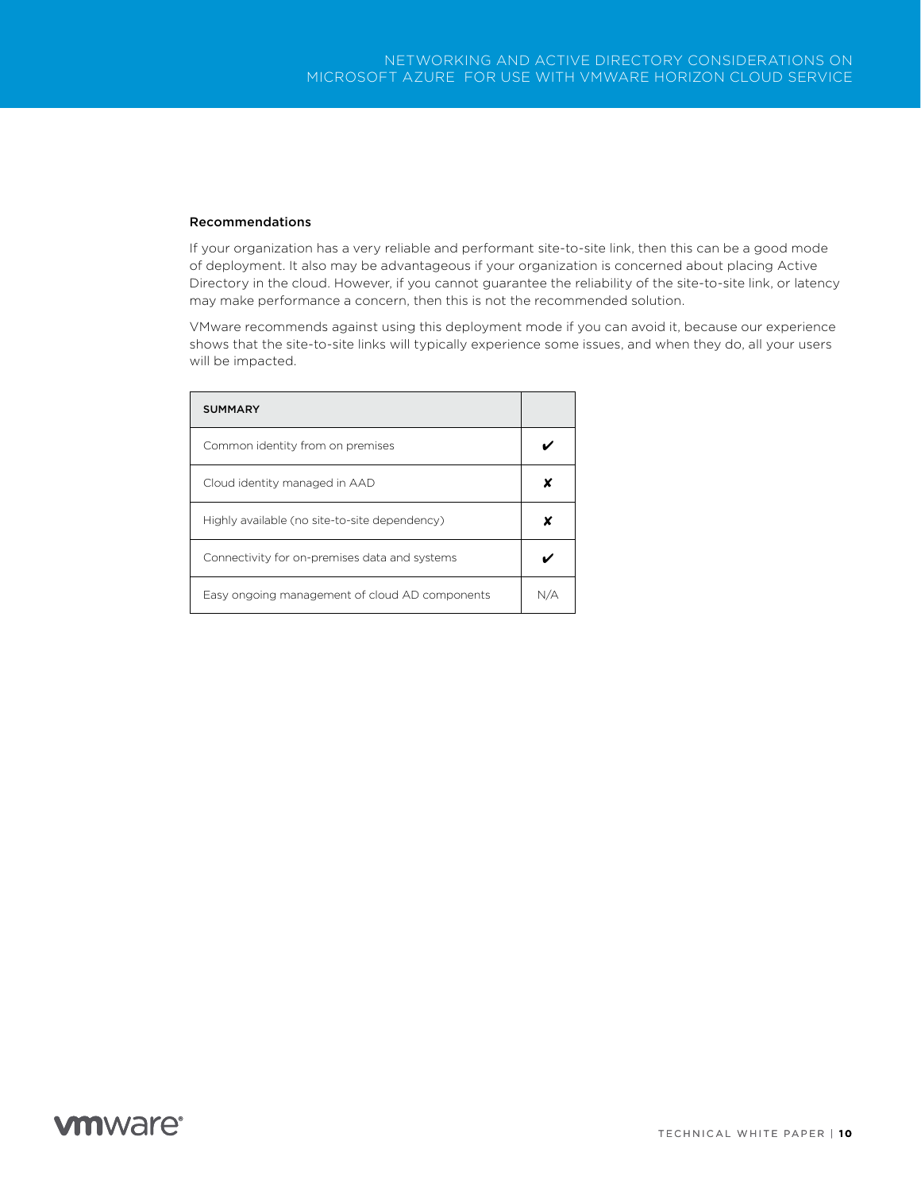### Recommendations

If your organization has a very reliable and performant site-to-site link, then this can be a good mode of deployment. It also may be advantageous if your organization is concerned about placing Active Directory in the cloud. However, if you cannot guarantee the reliability of the site-to-site link, or latency may make performance a concern, then this is not the recommended solution.

VMware recommends against using this deployment mode if you can avoid it, because our experience shows that the site-to-site links will typically experience some issues, and when they do, all your users will be impacted.

| SUMMARY | |
|---|---|
| Common identity from on premises | ✔ |
| Cloud identity managed in AAD | ✘ |
| Highly available (no site-to-site dependency) | ✘ |
| Connectivity for on-premises data and systems | ✔ |
| Easy ongoing management of cloud AD components | N/A |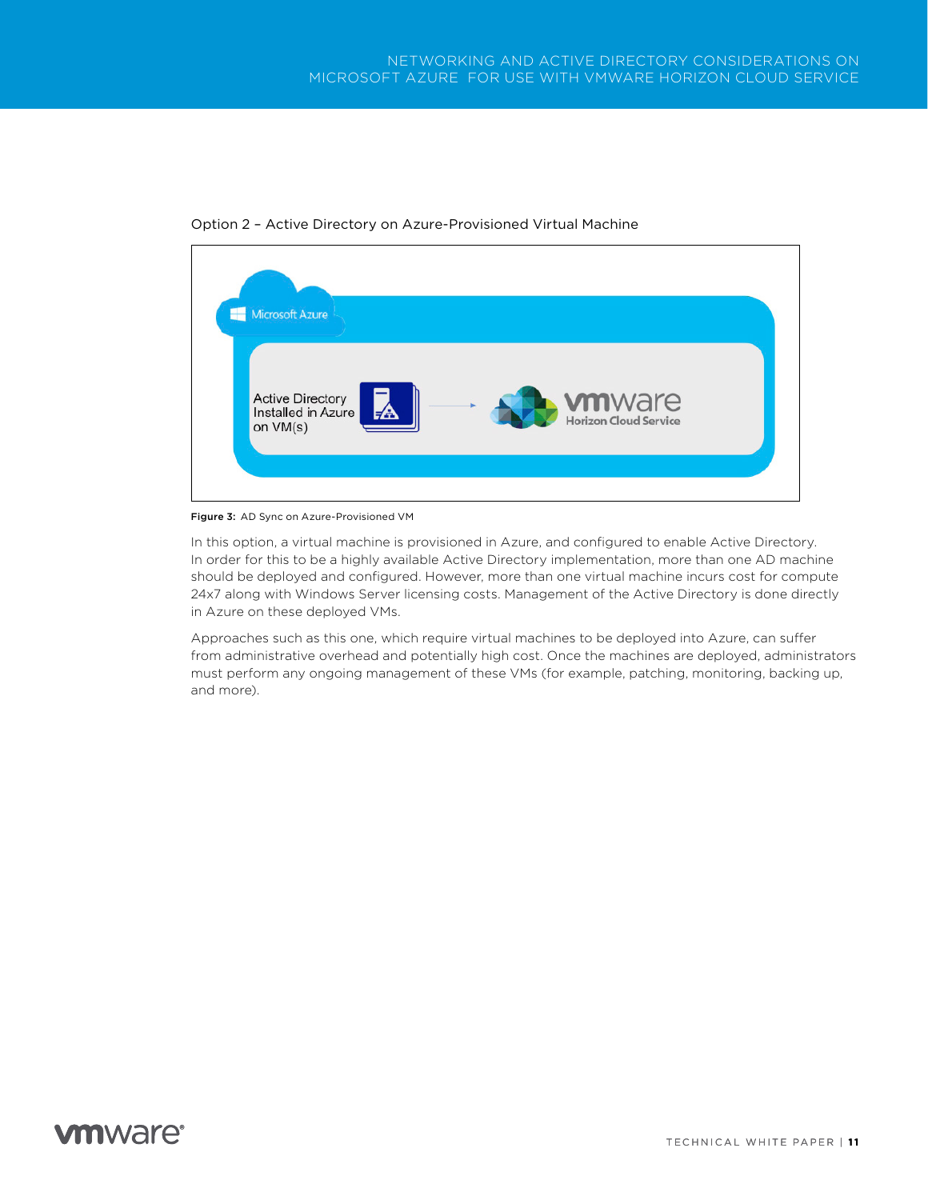Option 2 – Active Directory on Azure-Provisioned Virtual Machine

Figure 3: AD Sync on Azure-Provisioned VM

In this option, a virtual machine is provisioned in Azure, and configured to enable Active Directory. In order for this to be a highly available Active Directory implementation, more than one AD machine should be deployed and configured. However, more than one virtual machine incurs cost for compute 24x7 along with Windows Server licensing costs. Management of the Active Directory is done directly in Azure on these deployed VMs.

Approaches such as this one, which require virtual machines to be deployed into Azure, can suffer from administrative overhead and potentially high cost. Once the machines are deployed, administrators must perform any ongoing management of these VMs (for example, patching, monitoring, backing up, and more).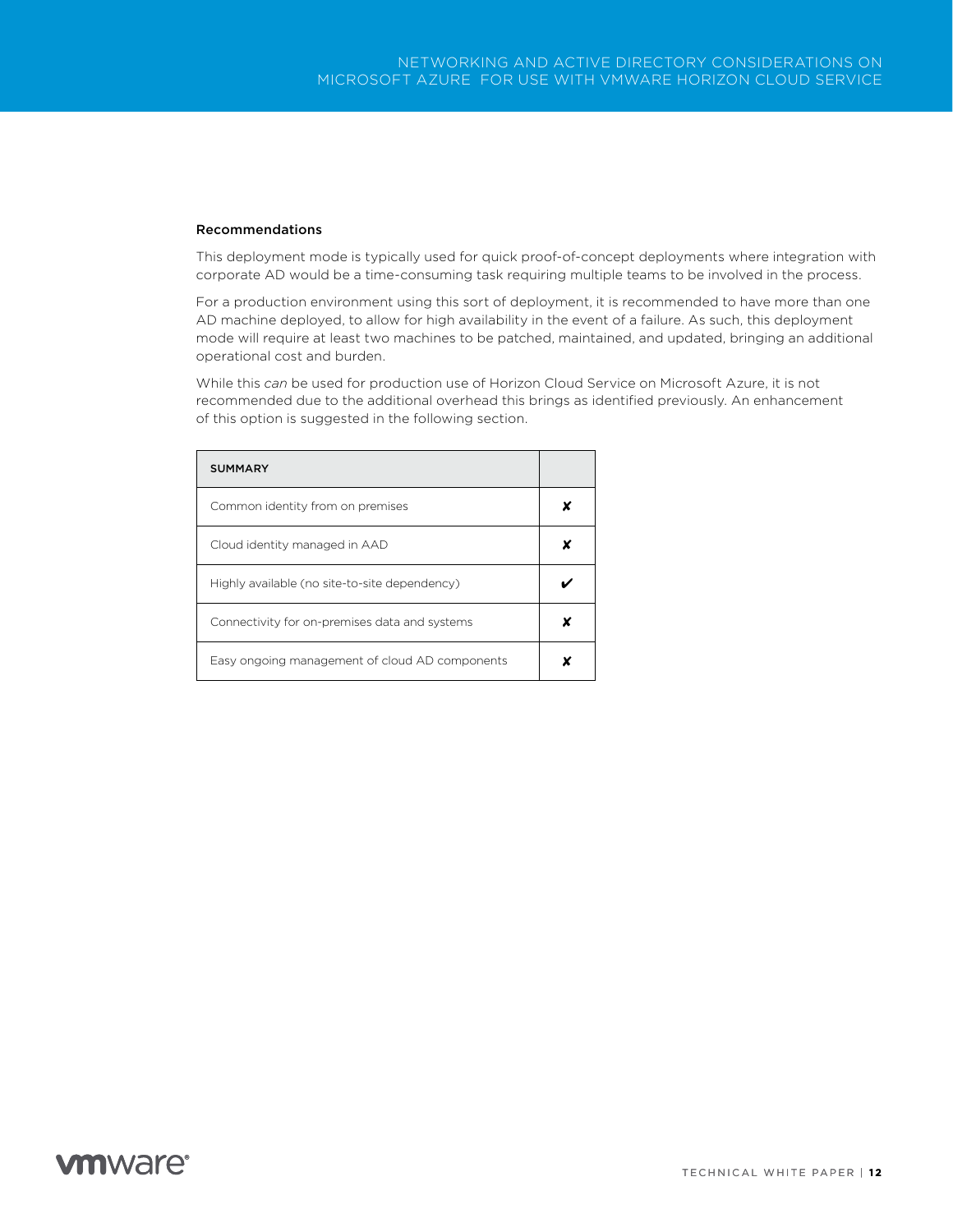### Recommendations

This deployment mode is typically used for quick proof-of-concept deployments where integration with corporate AD would be a time-consuming task requiring multiple teams to be involved in the process.

For a production environment using this sort of deployment, it is recommended to have more than one AD machine deployed, to allow for high availability in the event of a failure. As such, this deployment mode will require at least two machines to be patched, maintained, and updated, bringing an additional operational cost and burden.

While this *can* be used for production use of Horizon Cloud Service on Microsoft Azure, it is not recommended due to the additional overhead this brings as identified previously. An enhancement of this option is suggested in the following section.

| SUMMARY | |
|---|---|
| Common identity from on premises | ✘ |
| Cloud identity managed in AAD | ✘ |
| Highly available (no site-to-site dependency) | ✔ |
| Connectivity for on-premises data and systems | ✘ |
| Easy ongoing management of cloud AD components | ✘ |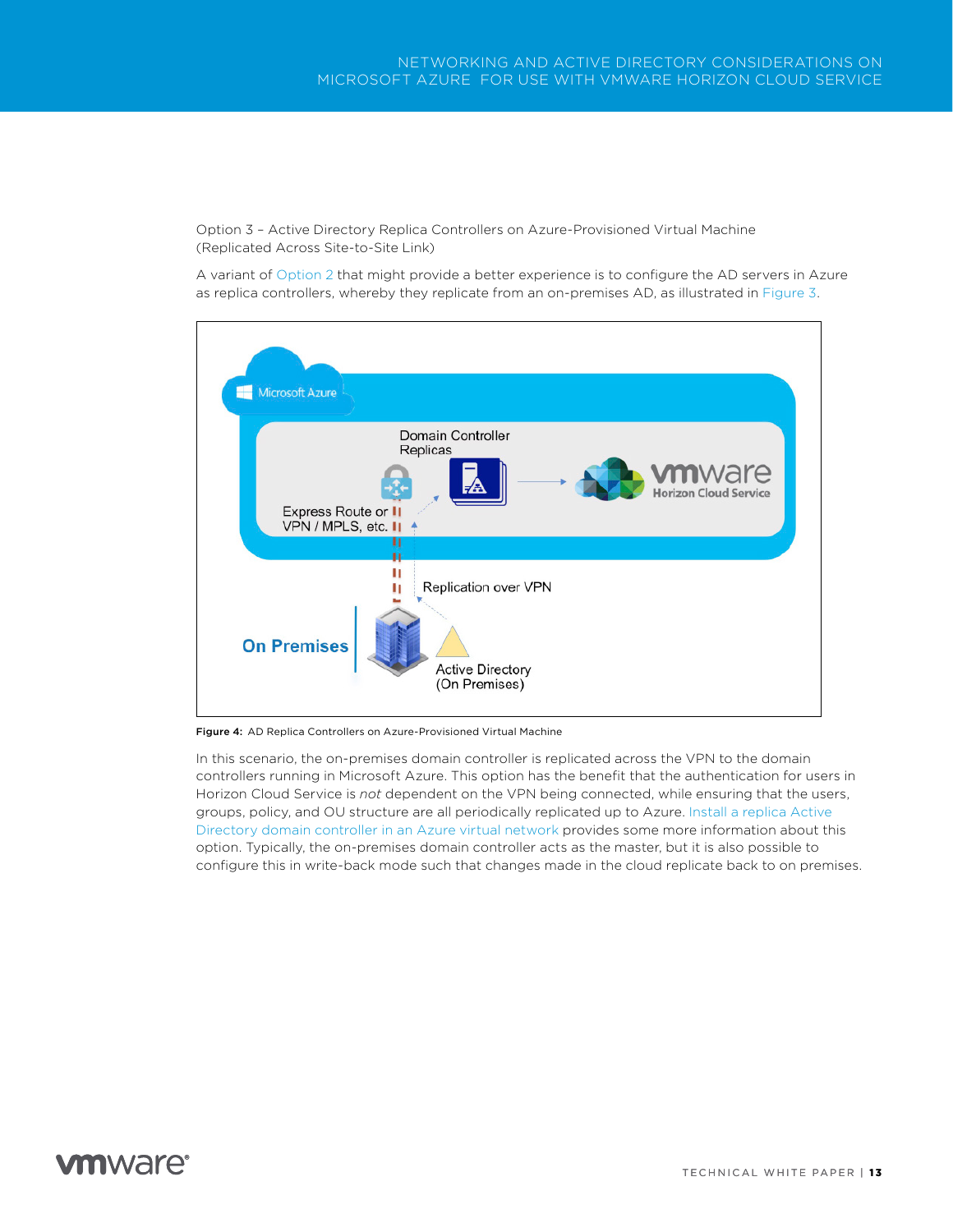### Option 3 – Active Directory Replica Controllers on Azure-Provisioned Virtual Machine (Replicated Across Site-to-Site Link)

A variant of Option 2 that might provide a better experience is to configure the AD servers in Azure as replica controllers, whereby they replicate from an on-premises AD, as illustrated in Figure 3.

Figure 4: AD Replica Controllers on Azure-Provisioned Virtual Machine

In this scenario, the on-premises domain controller is replicated across the VPN to the domain controllers running in Microsoft Azure. This option has the benefit that the authentication for users in Horizon Cloud Service is *not* dependent on the VPN being connected, while ensuring that the users, groups, policy, and OU structure are all periodically replicated up to Azure. Install a replica Active Directory domain controller in an Azure virtual network provides some more information about this option. Typically, the on-premises domain controller acts as the master, but it is also possible to configure this in write-back mode such that changes made in the cloud replicate back to on premises.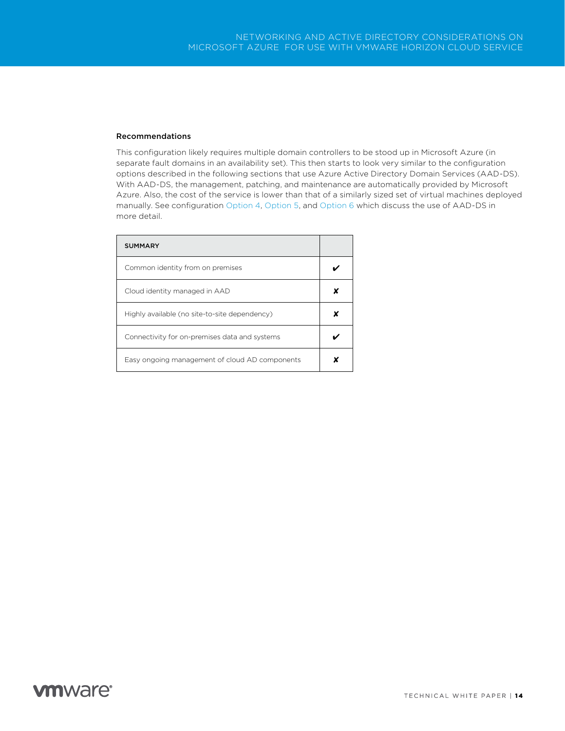### Recommendations

This configuration likely requires multiple domain controllers to be stood up in Microsoft Azure (in separate fault domains in an availability set). This then starts to look very similar to the configuration options described in the following sections that use Azure Active Directory Domain Services (AAD-DS). With AAD-DS, the management, patching, and maintenance are automatically provided by Microsoft Azure. Also, the cost of the service is lower than that of a similarly sized set of virtual machines deployed manually. See configuration Option 4, Option 5, and Option 6 which discuss the use of AAD-DS in more detail.

| SUMMARY | |
|---|---|
| Common identity from on premises | ✔ |
| Cloud identity managed in AAD | ✘ |
| Highly available (no site-to-site dependency) | ✘ |
| Connectivity for on-premises data and systems | ✔ |
| Easy ongoing management of cloud AD components | ✘ |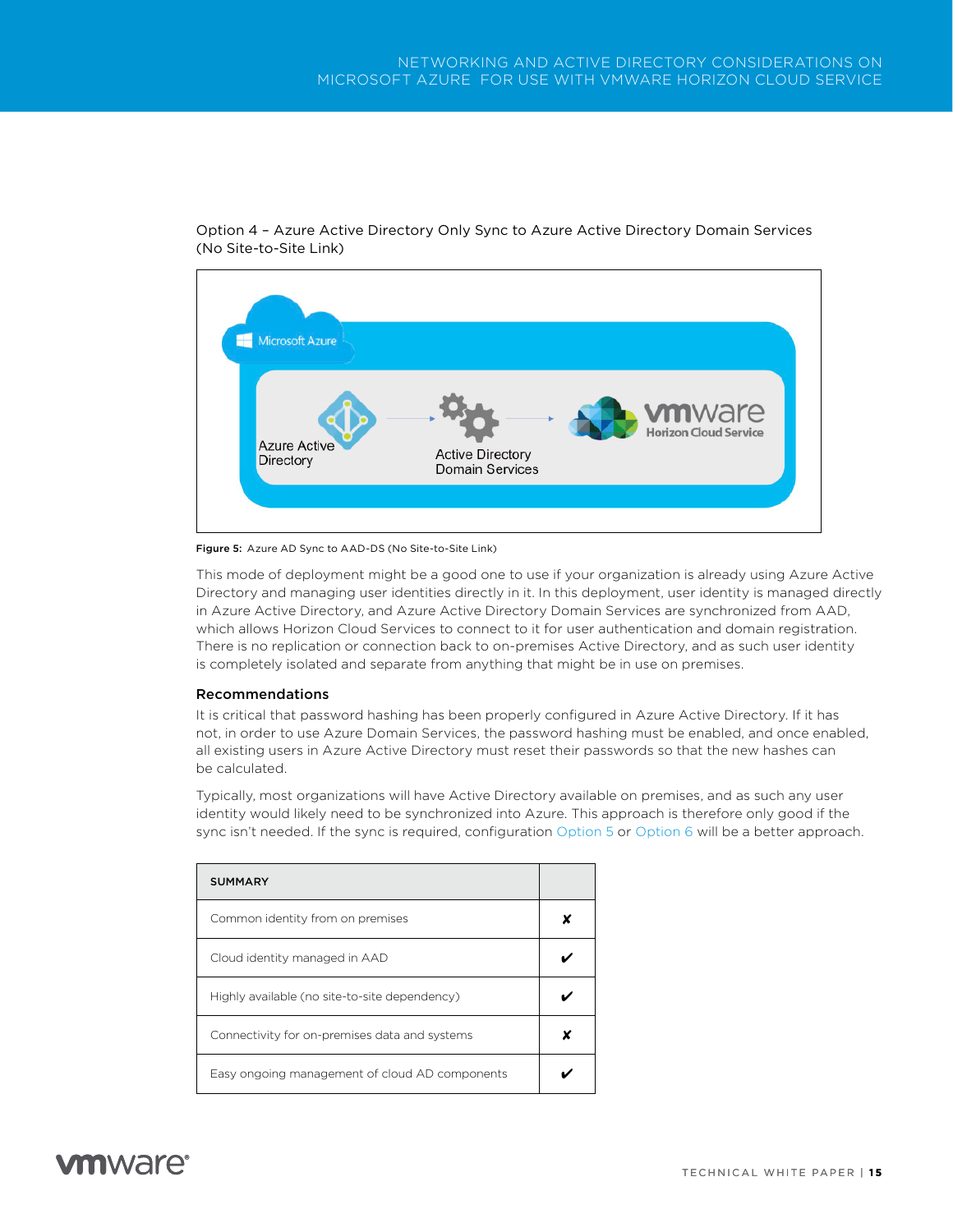Option 4 – Azure Active Directory Only Sync to Azure Active Directory Domain Services (No Site-to-Site Link)

**Figure 5:** Azure AD Sync to AAD-DS (No Site-to-Site Link)

This mode of deployment might be a good one to use if your organization is already using Azure Active Directory and managing user identities directly in it. In this deployment, user identity is managed directly in Azure Active Directory, and Azure Active Directory Domain Services are synchronized from AAD, which allows Horizon Cloud Services to connect to it for user authentication and domain registration. There is no replication or connection back to on-premises Active Directory, and as such user identity is completely isolated and separate from anything that might be in use on premises.

### Recommendations

It is critical that password hashing has been properly configured in Azure Active Directory. If it has not, in order to use Azure Domain Services, the password hashing must be enabled, and once enabled, all existing users in Azure Active Directory must reset their passwords so that the new hashes can be calculated.

Typically, most organizations will have Active Directory available on premises, and as such any user identity would likely need to be synchronized into Azure. This approach is therefore only good if the sync isn't needed. If the sync is required, configuration Option 5 or Option 6 will be a better approach.

| SUMMARY | |
|---|---|
| Common identity from on premises | ✘ |
| Cloud identity managed in AAD | ✔ |
| Highly available (no site-to-site dependency) | ✔ |
| Connectivity for on-premises data and systems | ✘ |
| Easy ongoing management of cloud AD components | ✔ |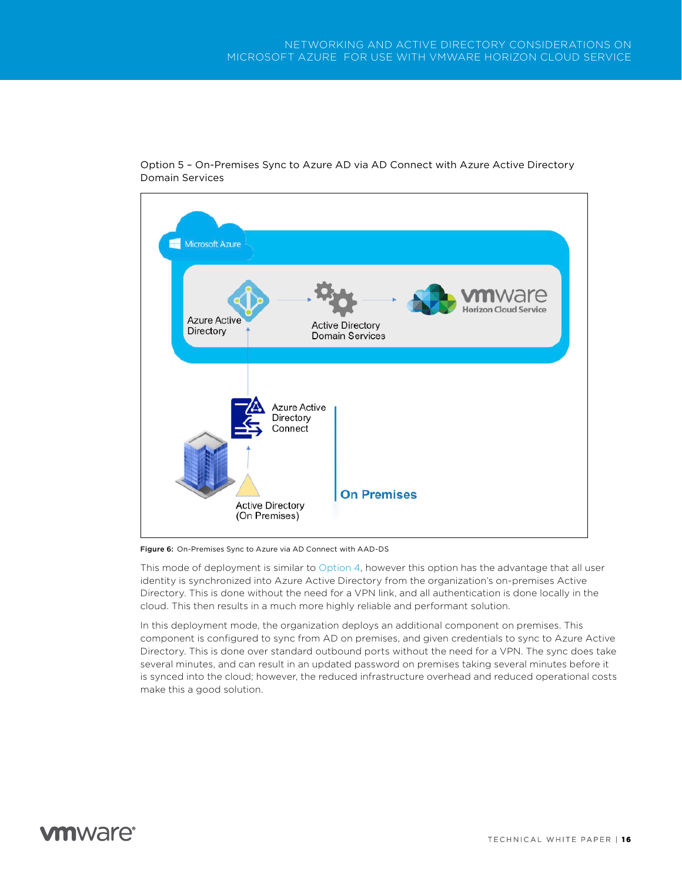Option 5 – On-Premises Sync to Azure AD via AD Connect with Azure Active Directory Domain Services

**Figure 6:** On-Premises Sync to Azure via AD Connect with AAD-DS

This mode of deployment is similar to Option 4, however this option has the advantage that all user identity is synchronized into Azure Active Directory from the organization's on-premises Active Directory. This is done without the need for a VPN link, and all authentication is done locally in the cloud. This then results in a much more highly reliable and performant solution.

In this deployment mode, the organization deploys an additional component on premises. This component is configured to sync from AD on premises, and given credentials to sync to Azure Active Directory. This is done over standard outbound ports without the need for a VPN. The sync does take several minutes, and can result in an updated password on premises taking several minutes before it is synced into the cloud; however, the reduced infrastructure overhead and reduced operational costs make this a good solution.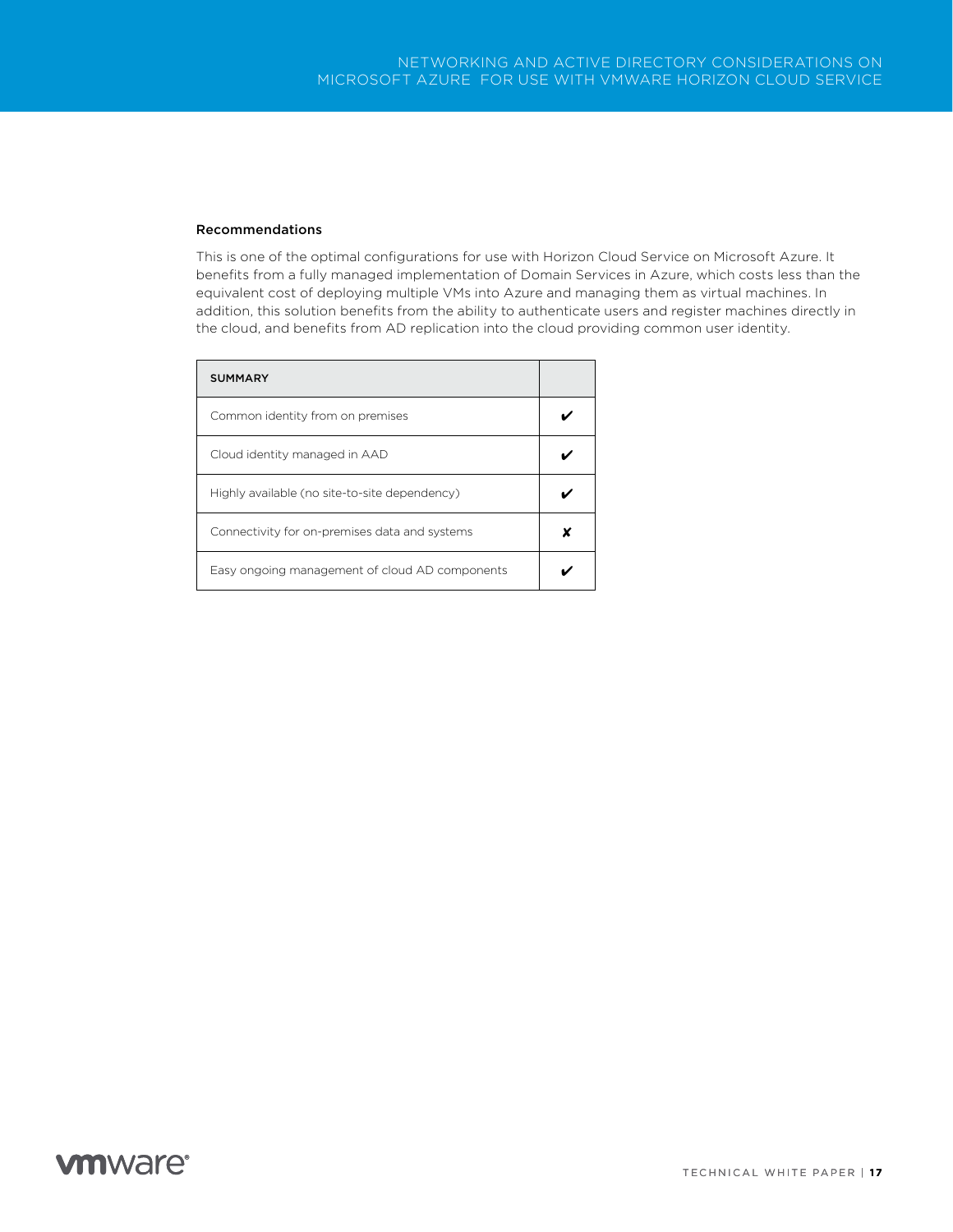### Recommendations

This is one of the optimal configurations for use with Horizon Cloud Service on Microsoft Azure. It benefits from a fully managed implementation of Domain Services in Azure, which costs less than the equivalent cost of deploying multiple VMs into Azure and managing them as virtual machines. In addition, this solution benefits from the ability to authenticate users and register machines directly in the cloud, and benefits from AD replication into the cloud providing common user identity.

| SUMMARY | |
|---|---|
| Common identity from on premises | ✔ |
| Cloud identity managed in AAD | ✔ |
| Highly available (no site-to-site dependency) | ✔ |
| Connectivity for on-premises data and systems | ✘ |
| Easy ongoing management of cloud AD components | ✔ |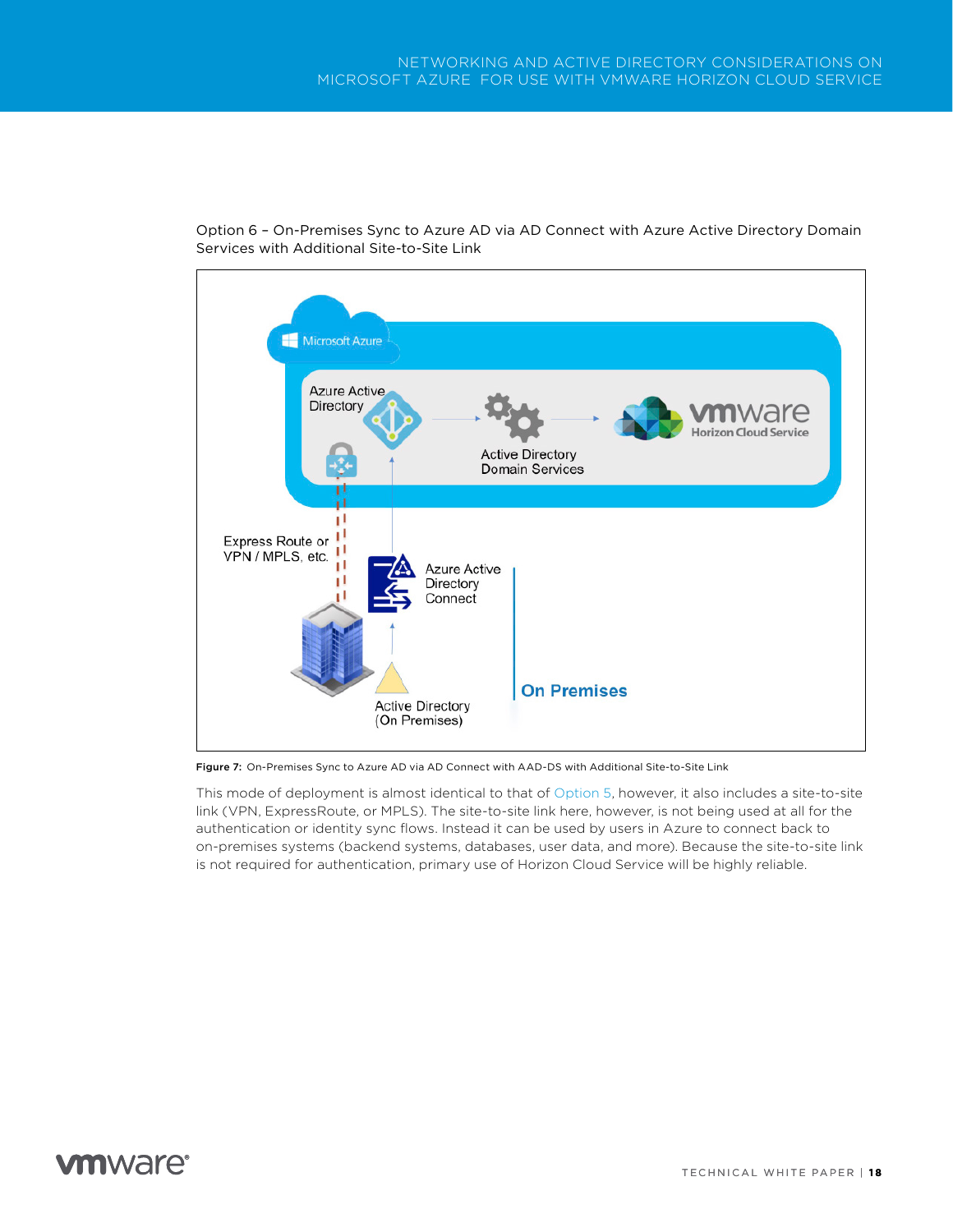Option 6 – On-Premises Sync to Azure AD via AD Connect with Azure Active Directory Domain Services with Additional Site-to-Site Link

**Figure 7:** On-Premises Sync to Azure AD via AD Connect with AAD-DS with Additional Site-to-Site Link

This mode of deployment is almost identical to that of Option 5, however, it also includes a site-to-site link (VPN, ExpressRoute, or MPLS). The site-to-site link here, however, is not being used at all for the authentication or identity sync flows. Instead it can be used by users in Azure to connect back to on-premises systems (backend systems, databases, user data, and more). Because the site-to-site link is not required for authentication, primary use of Horizon Cloud Service will be highly reliable.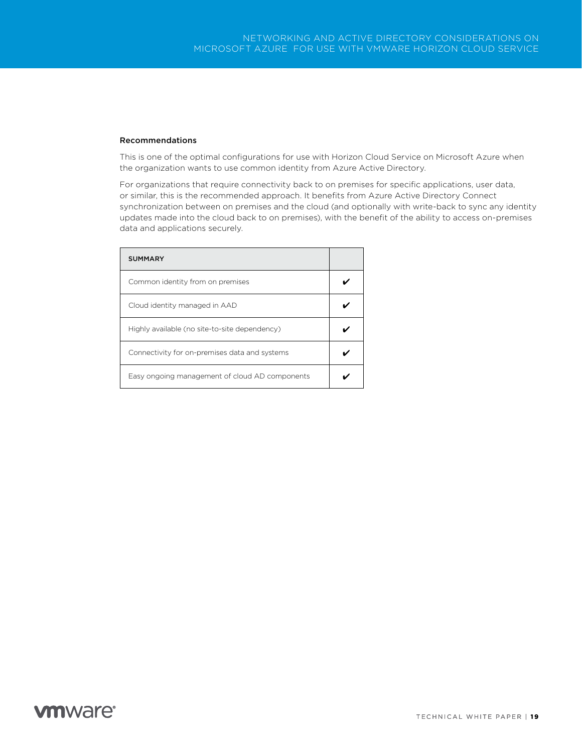### Recommendations

This is one of the optimal configurations for use with Horizon Cloud Service on Microsoft Azure when the organization wants to use common identity from Azure Active Directory.

For organizations that require connectivity back to on premises for specific applications, user data, or similar, this is the recommended approach. It benefits from Azure Active Directory Connect synchronization between on premises and the cloud (and optionally with write-back to sync any identity updates made into the cloud back to on premises), with the benefit of the ability to access on-premises data and applications securely.

| SUMMARY | |
|---|---|
| Common identity from on premises | ✔ |
| Cloud identity managed in AAD | ✔ |
| Highly available (no site-to-site dependency) | ✔ |
| Connectivity for on-premises data and systems | ✔ |
| Easy ongoing management of cloud AD components | ✔ |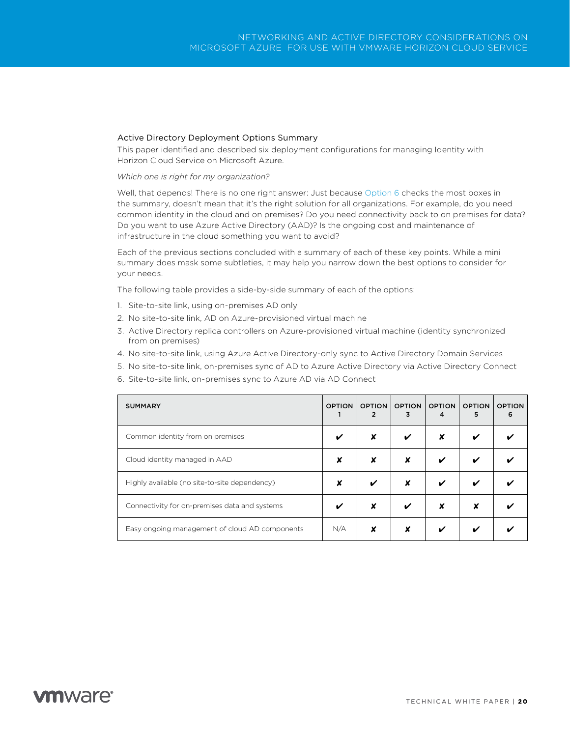## Active Directory Deployment Options Summary

This paper identified and described six deployment configurations for managing Identity with Horizon Cloud Service on Microsoft Azure.

*Which one is right for my organization?*

Well, that depends! There is no one right answer: Just because Option 6 checks the most boxes in the summary, doesn't mean that it's the right solution for all organizations. For example, do you need common identity in the cloud and on premises? Do you need connectivity back to on premises for data? Do you want to use Azure Active Directory (AAD)? Is the ongoing cost and maintenance of infrastructure in the cloud something you want to avoid?

Each of the previous sections concluded with a summary of each of these key points. While a mini summary does mask some subtleties, it may help you narrow down the best options to consider for your needs.

The following table provides a side-by-side summary of each of the options:

1. Site-to-site link, using on-premises AD only
2. No site-to-site link, AD on Azure-provisioned virtual machine
3. Active Directory replica controllers on Azure-provisioned virtual machine (identity synchronized from on premises)
4. No site-to-site link, using Azure Active Directory-only sync to Active Directory Domain Services
5. No site-to-site link, on-premises sync of AD to Azure Active Directory via Active Directory Connect
6. Site-to-site link, on-premises sync to Azure AD via AD Connect

| SUMMARY | OPTION 1 | OPTION 2 | OPTION 3 | OPTION 4 | OPTION 5 | OPTION 6 |
|---|---|---|---|---|---|---|
| Common identity from on premises | ✔ | ✘ | ✔ | ✘ | ✔ | ✔ |
| Cloud identity managed in AAD | ✘ | ✘ | ✘ | ✔ | ✔ | ✔ |
| Highly available (no site-to-site dependency) | ✘ | ✔ | ✘ | ✔ | ✔ | ✔ |
| Connectivity for on-premises data and systems | ✔ | ✘ | ✔ | ✘ | ✘ | ✔ |
| Easy ongoing management of cloud AD components | N/A | ✘ | ✘ | ✔ | ✔ | ✔ |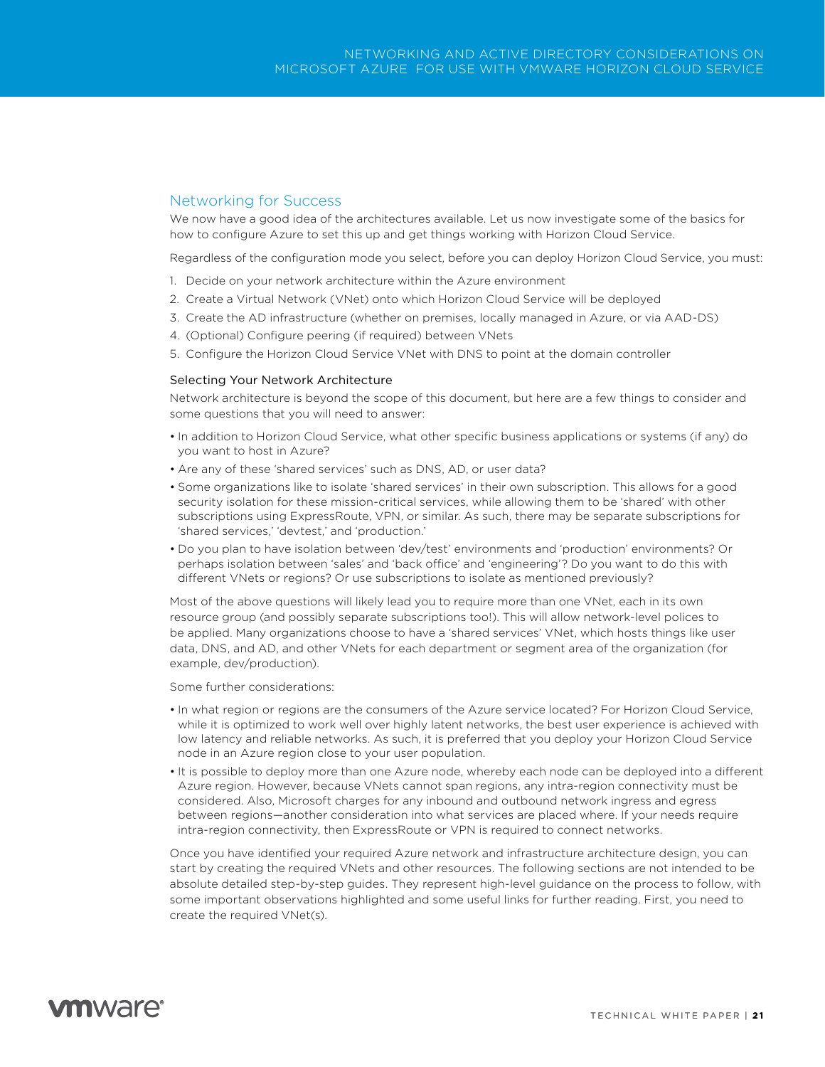## Networking for Success

We now have a good idea of the architectures available. Let us now investigate some of the basics for how to configure Azure to set this up and get things working with Horizon Cloud Service.

Regardless of the configuration mode you select, before you can deploy Horizon Cloud Service, you must:

1. Decide on your network architecture within the Azure environment
2. Create a Virtual Network (VNet) onto which Horizon Cloud Service will be deployed
3. Create the AD infrastructure (whether on premises, locally managed in Azure, or via AAD-DS)
4. (Optional) Configure peering (if required) between VNets
5. Configure the Horizon Cloud Service VNet with DNS to point at the domain controller

### Selecting Your Network Architecture

Network architecture is beyond the scope of this document, but here are a few things to consider and some questions that you will need to answer:

- In addition to Horizon Cloud Service, what other specific business applications or systems (if any) do you want to host in Azure?
- Are any of these 'shared services' such as DNS, AD, or user data?
- Some organizations like to isolate 'shared services' in their own subscription. This allows for a good security isolation for these mission-critical services, while allowing them to be 'shared' with other subscriptions using ExpressRoute, VPN, or similar. As such, there may be separate subscriptions for 'shared services,' 'devtest,' and 'production.'
- Do you plan to have isolation between 'dev/test' environments and 'production' environments? Or perhaps isolation between 'sales' and 'back office' and 'engineering'? Do you want to do this with different VNets or regions? Or use subscriptions to isolate as mentioned previously?

Most of the above questions will likely lead you to require more than one VNet, each in its own resource group (and possibly separate subscriptions too!). This will allow network-level polices to be applied. Many organizations choose to have a 'shared services' VNet, which hosts things like user data, DNS, and AD, and other VNets for each department or segment area of the organization (for example, dev/production).

Some further considerations:

- In what region or regions are the consumers of the Azure service located? For Horizon Cloud Service, while it is optimized to work well over highly latent networks, the best user experience is achieved with low latency and reliable networks. As such, it is preferred that you deploy your Horizon Cloud Service node in an Azure region close to your user population.
- It is possible to deploy more than one Azure node, whereby each node can be deployed into a different Azure region. However, because VNets cannot span regions, any intra-region connectivity must be considered. Also, Microsoft charges for any inbound and outbound network ingress and egress between regions—another consideration into what services are placed where. If your needs require intra-region connectivity, then ExpressRoute or VPN is required to connect networks.

Once you have identified your required Azure network and infrastructure architecture design, you can start by creating the required VNets and other resources. The following sections are not intended to be absolute detailed step-by-step guides. They represent high-level guidance on the process to follow, with some important observations highlighted and some useful links for further reading. First, you need to create the required VNet(s).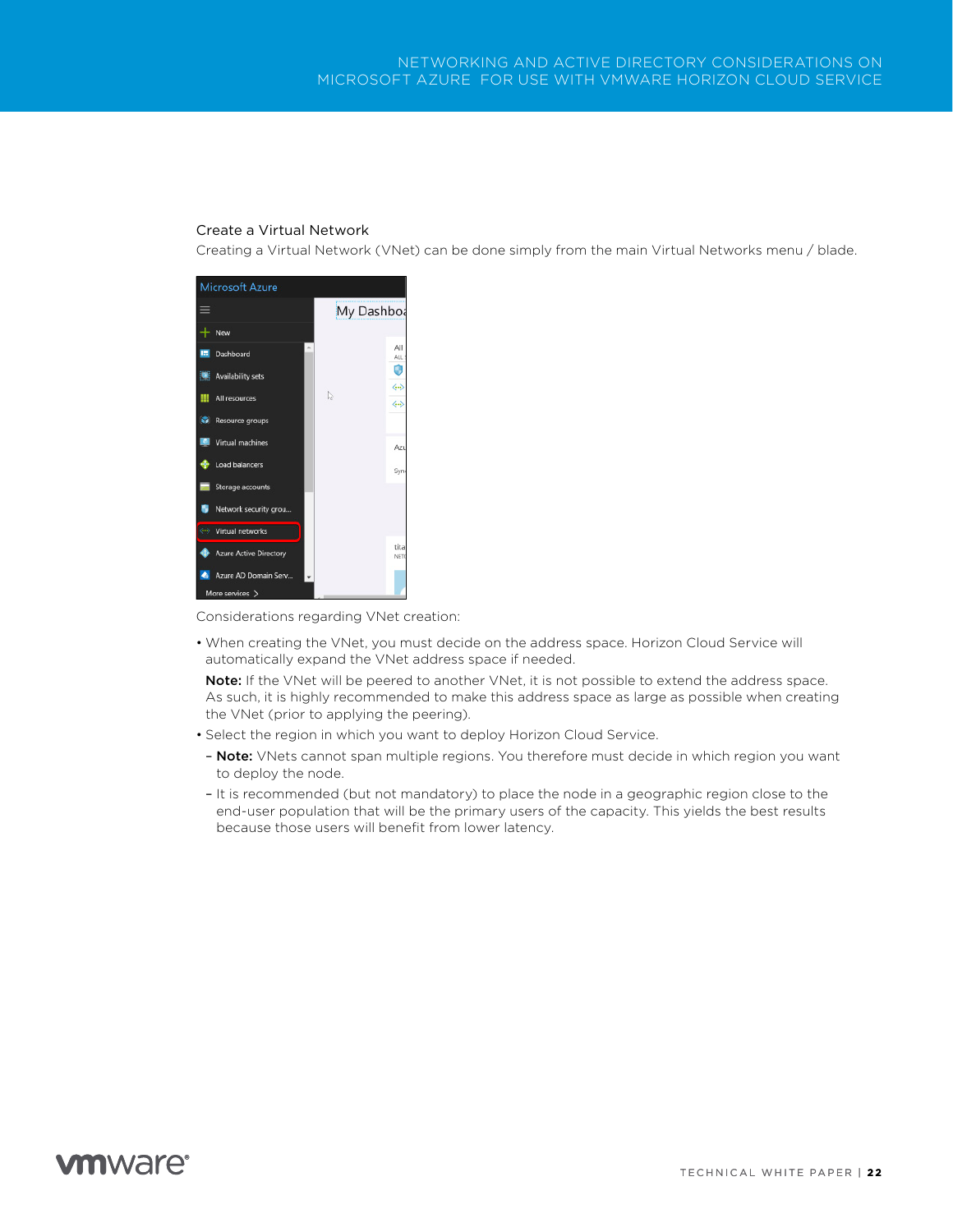### Create a Virtual Network

Creating a Virtual Network (VNet) can be done simply from the main Virtual Networks menu / blade.

Considerations regarding VNet creation:

- When creating the VNet, you must decide on the address space. Horizon Cloud Service will automatically expand the VNet address space if needed.

  **Note:** If the VNet will be peered to another VNet, it is not possible to extend the address space. As such, it is highly recommended to make this address space as large as possible when creating the VNet (prior to applying the peering).

- Select the region in which you want to deploy Horizon Cloud Service.
  - **Note:** VNets cannot span multiple regions. You therefore must decide in which region you want to deploy the node.
  - It is recommended (but not mandatory) to place the node in a geographic region close to the end-user population that will be the primary users of the capacity. This yields the best results because those users will benefit from lower latency.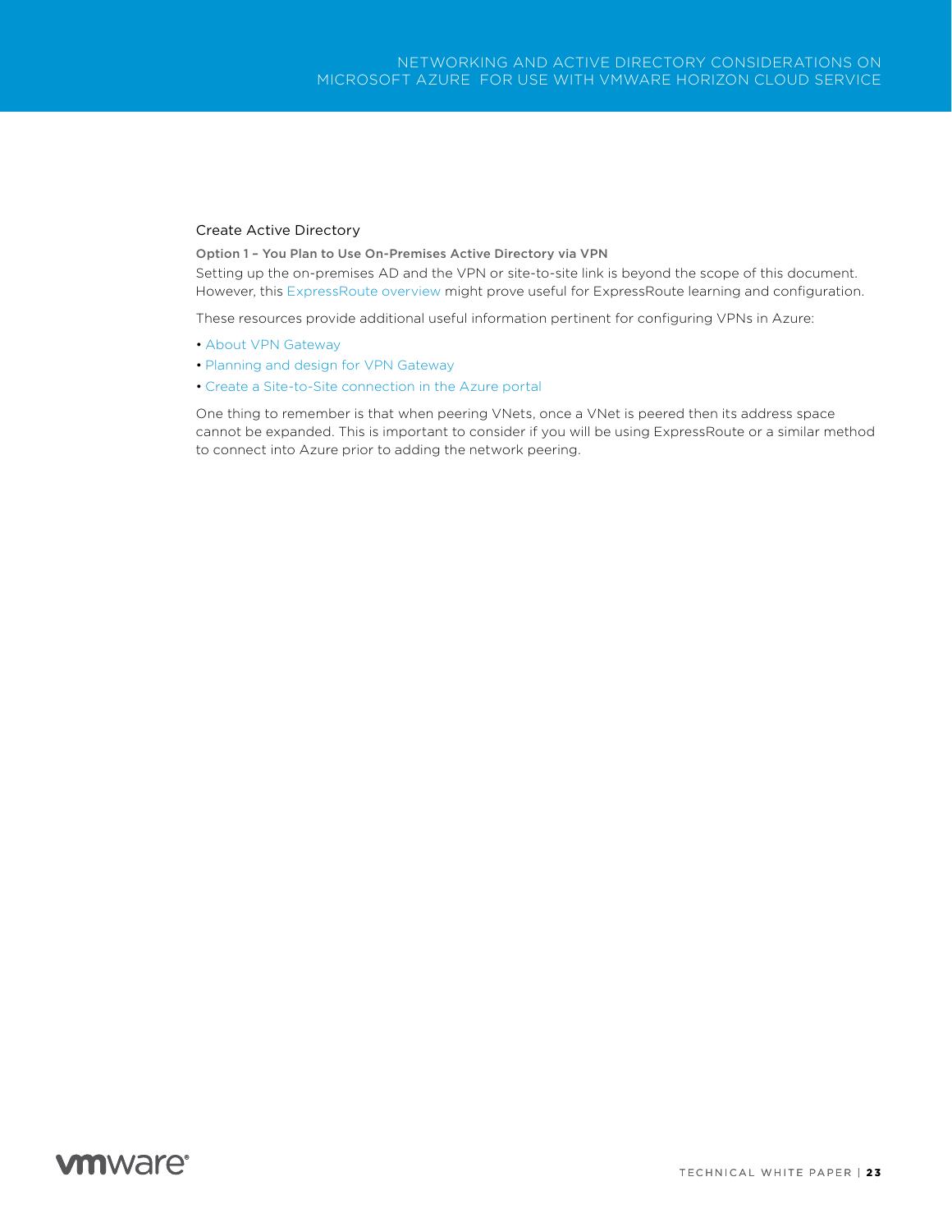## Create Active Directory

### Option 1 – You Plan to Use On-Premises Active Directory via VPN

Setting up the on-premises AD and the VPN or site-to-site link is beyond the scope of this document. However, this ExpressRoute overview might prove useful for ExpressRoute learning and configuration.

These resources provide additional useful information pertinent for configuring VPNs in Azure:

- About VPN Gateway
- Planning and design for VPN Gateway
- Create a Site-to-Site connection in the Azure portal

One thing to remember is that when peering VNets, once a VNet is peered then its address space cannot be expanded. This is important to consider if you will be using ExpressRoute or a similar method to connect into Azure prior to adding the network peering.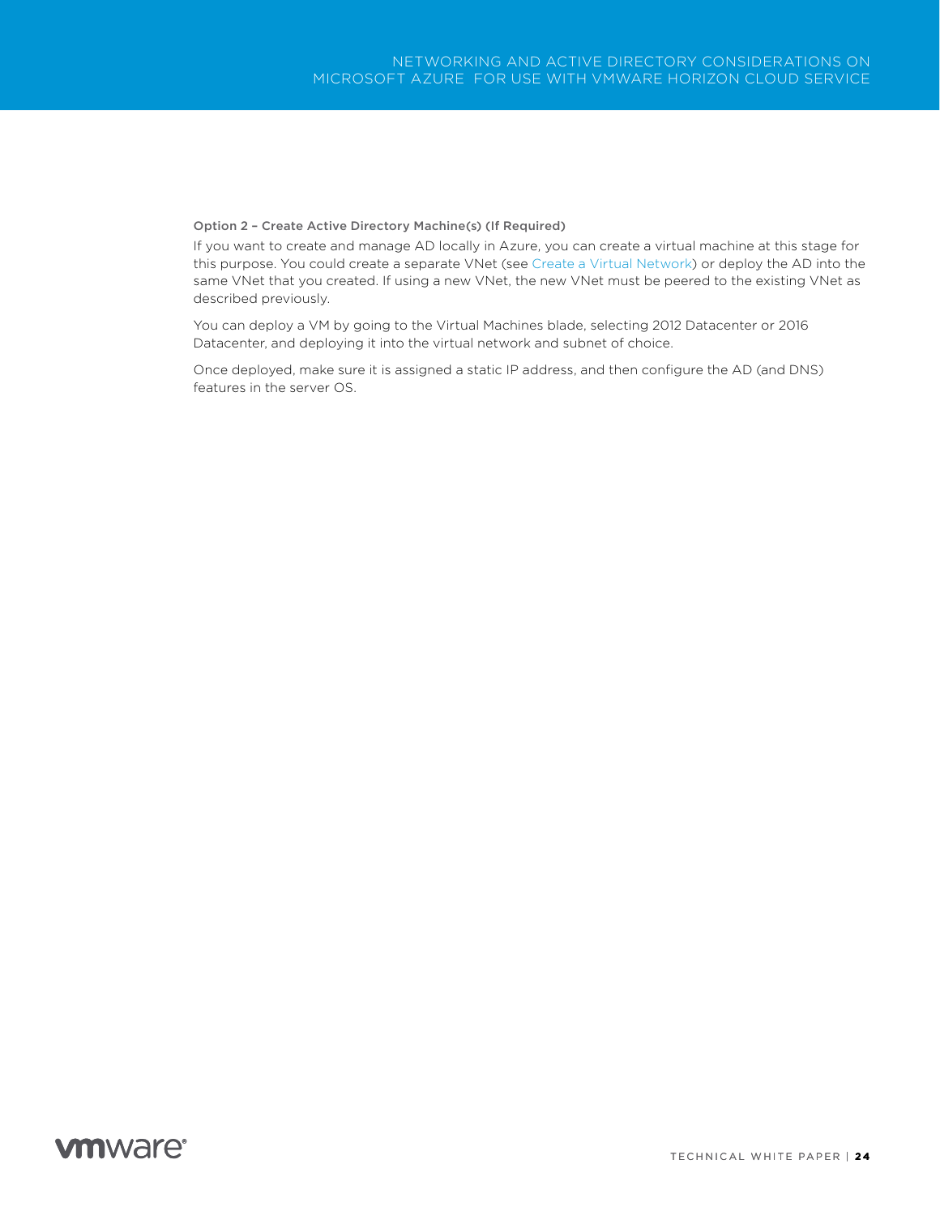#### Option 2 – Create Active Directory Machine(s) (If Required)

If you want to create and manage AD locally in Azure, you can create a virtual machine at this stage for this purpose. You could create a separate VNet (see Create a Virtual Network) or deploy the AD into the same VNet that you created. If using a new VNet, the new VNet must be peered to the existing VNet as described previously.

You can deploy a VM by going to the Virtual Machines blade, selecting 2012 Datacenter or 2016 Datacenter, and deploying it into the virtual network and subnet of choice.

Once deployed, make sure it is assigned a static IP address, and then configure the AD (and DNS) features in the server OS.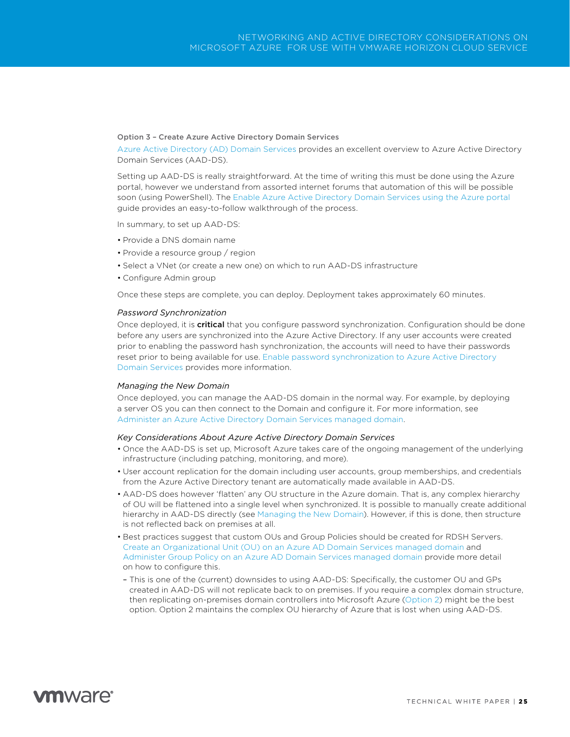### Option 3 – Create Azure Active Directory Domain Services

Azure Active Directory (AD) Domain Services provides an excellent overview to Azure Active Directory Domain Services (AAD-DS).

Setting up AAD-DS is really straightforward. At the time of writing this must be done using the Azure portal, however we understand from assorted internet forums that automation of this will be possible soon (using PowerShell). The Enable Azure Active Directory Domain Services using the Azure portal guide provides an easy-to-follow walkthrough of the process.

In summary, to set up AAD-DS:

- Provide a DNS domain name
- Provide a resource group / region
- Select a VNet (or create a new one) on which to run AAD-DS infrastructure
- Configure Admin group

Once these steps are complete, you can deploy. Deployment takes approximately 60 minutes.

#### *Password Synchronization*

Once deployed, it is **critical** that you configure password synchronization. Configuration should be done before any users are synchronized into the Azure Active Directory. If any user accounts were created prior to enabling the password hash synchronization, the accounts will need to have their passwords reset prior to being available for use. Enable password synchronization to Azure Active Directory Domain Services provides more information.

#### *Managing the New Domain*

Once deployed, you can manage the AAD-DS domain in the normal way. For example, by deploying a server OS you can then connect to the Domain and configure it. For more information, see Administer an Azure Active Directory Domain Services managed domain.

#### *Key Considerations About Azure Active Directory Domain Services*

- Once the AAD-DS is set up, Microsoft Azure takes care of the ongoing management of the underlying infrastructure (including patching, monitoring, and more).
- User account replication for the domain including user accounts, group memberships, and credentials from the Azure Active Directory tenant are automatically made available in AAD-DS.
- AAD-DS does however 'flatten' any OU structure in the Azure domain. That is, any complex hierarchy of OU will be flattened into a single level when synchronized. It is possible to manually create additional hierarchy in AAD-DS directly (see Managing the New Domain). However, if this is done, then structure is not reflected back on premises at all.
- Best practices suggest that custom OUs and Group Policies should be created for RDSH Servers. Create an Organizational Unit (OU) on an Azure AD Domain Services managed domain and Administer Group Policy on an Azure AD Domain Services managed domain provide more detail on how to configure this.
  - This is one of the (current) downsides to using AAD-DS: Specifically, the customer OU and GPs created in AAD-DS will not replicate back to on premises. If you require a complex domain structure, then replicating on-premises domain controllers into Microsoft Azure (Option 2) might be the best option. Option 2 maintains the complex OU hierarchy of Azure that is lost when using AAD-DS.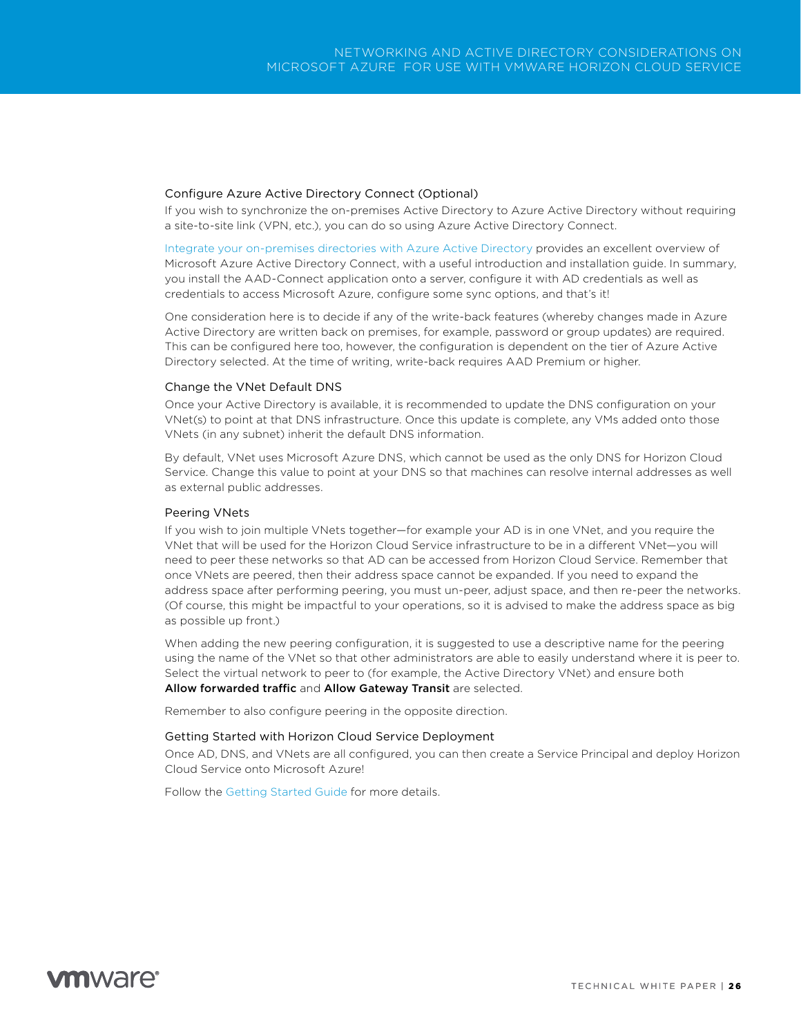### Configure Azure Active Directory Connect (Optional)

If you wish to synchronize the on-premises Active Directory to Azure Active Directory without requiring a site-to-site link (VPN, etc.), you can do so using Azure Active Directory Connect.

Integrate your on-premises directories with Azure Active Directory provides an excellent overview of Microsoft Azure Active Directory Connect, with a useful introduction and installation guide. In summary, you install the AAD-Connect application onto a server, configure it with AD credentials as well as credentials to access Microsoft Azure, configure some sync options, and that's it!

One consideration here is to decide if any of the write-back features (whereby changes made in Azure Active Directory are written back on premises, for example, password or group updates) are required. This can be configured here too, however, the configuration is dependent on the tier of Azure Active Directory selected. At the time of writing, write-back requires AAD Premium or higher.

### Change the VNet Default DNS

Once your Active Directory is available, it is recommended to update the DNS configuration on your VNet(s) to point at that DNS infrastructure. Once this update is complete, any VMs added onto those VNets (in any subnet) inherit the default DNS information.

By default, VNet uses Microsoft Azure DNS, which cannot be used as the only DNS for Horizon Cloud Service. Change this value to point at your DNS so that machines can resolve internal addresses as well as external public addresses.

### Peering VNets

If you wish to join multiple VNets together—for example your AD is in one VNet, and you require the VNet that will be used for the Horizon Cloud Service infrastructure to be in a different VNet—you will need to peer these networks so that AD can be accessed from Horizon Cloud Service. Remember that once VNets are peered, then their address space cannot be expanded. If you need to expand the address space after performing peering, you must un-peer, adjust space, and then re-peer the networks. (Of course, this might be impactful to your operations, so it is advised to make the address space as big as possible up front.)

When adding the new peering configuration, it is suggested to use a descriptive name for the peering using the name of the VNet so that other administrators are able to easily understand where it is peer to. Select the virtual network to peer to (for example, the Active Directory VNet) and ensure both **Allow forwarded traffic** and **Allow Gateway Transit** are selected.

Remember to also configure peering in the opposite direction.

### Getting Started with Horizon Cloud Service Deployment

Once AD, DNS, and VNets are all configured, you can then create a Service Principal and deploy Horizon Cloud Service onto Microsoft Azure!

Follow the Getting Started Guide for more details.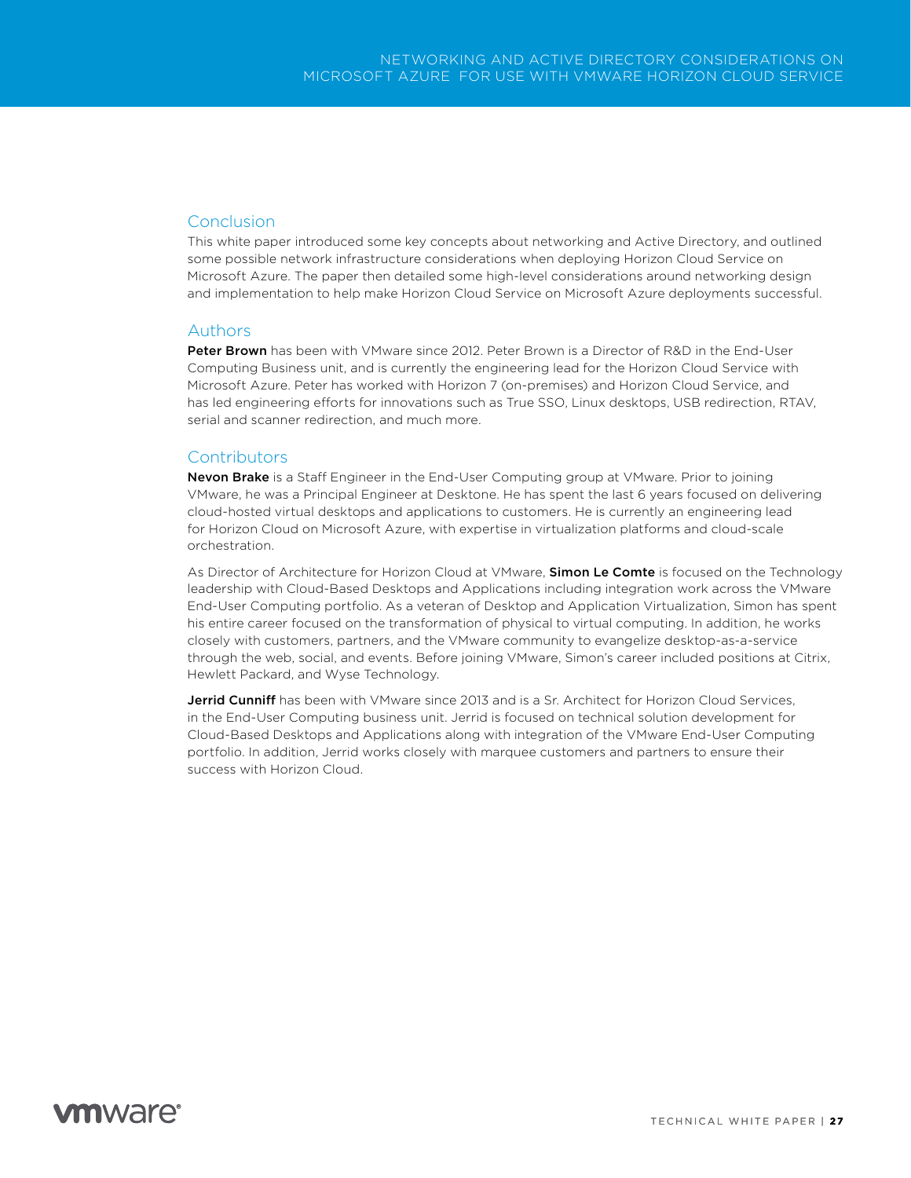## Conclusion

This white paper introduced some key concepts about networking and Active Directory, and outlined some possible network infrastructure considerations when deploying Horizon Cloud Service on Microsoft Azure. The paper then detailed some high-level considerations around networking design and implementation to help make Horizon Cloud Service on Microsoft Azure deployments successful.

## Authors

**Peter Brown** has been with VMware since 2012. Peter Brown is a Director of R&D in the End-User Computing Business unit, and is currently the engineering lead for the Horizon Cloud Service with Microsoft Azure. Peter has worked with Horizon 7 (on-premises) and Horizon Cloud Service, and has led engineering efforts for innovations such as True SSO, Linux desktops, USB redirection, RTAV, serial and scanner redirection, and much more.

## Contributors

**Nevon Brake** is a Staff Engineer in the End-User Computing group at VMware. Prior to joining VMware, he was a Principal Engineer at Desktone. He has spent the last 6 years focused on delivering cloud-hosted virtual desktops and applications to customers. He is currently an engineering lead for Horizon Cloud on Microsoft Azure, with expertise in virtualization platforms and cloud-scale orchestration.

As Director of Architecture for Horizon Cloud at VMware, **Simon Le Comte** is focused on the Technology leadership with Cloud-Based Desktops and Applications including integration work across the VMware End-User Computing portfolio. As a veteran of Desktop and Application Virtualization, Simon has spent his entire career focused on the transformation of physical to virtual computing. In addition, he works closely with customers, partners, and the VMware community to evangelize desktop-as-a-service through the web, social, and events. Before joining VMware, Simon's career included positions at Citrix, Hewlett Packard, and Wyse Technology.

**Jerrid Cunniff** has been with VMware since 2013 and is a Sr. Architect for Horizon Cloud Services, in the End-User Computing business unit. Jerrid is focused on technical solution development for Cloud-Based Desktops and Applications along with integration of the VMware End-User Computing portfolio. In addition, Jerrid works closely with marquee customers and partners to ensure their success with Horizon Cloud.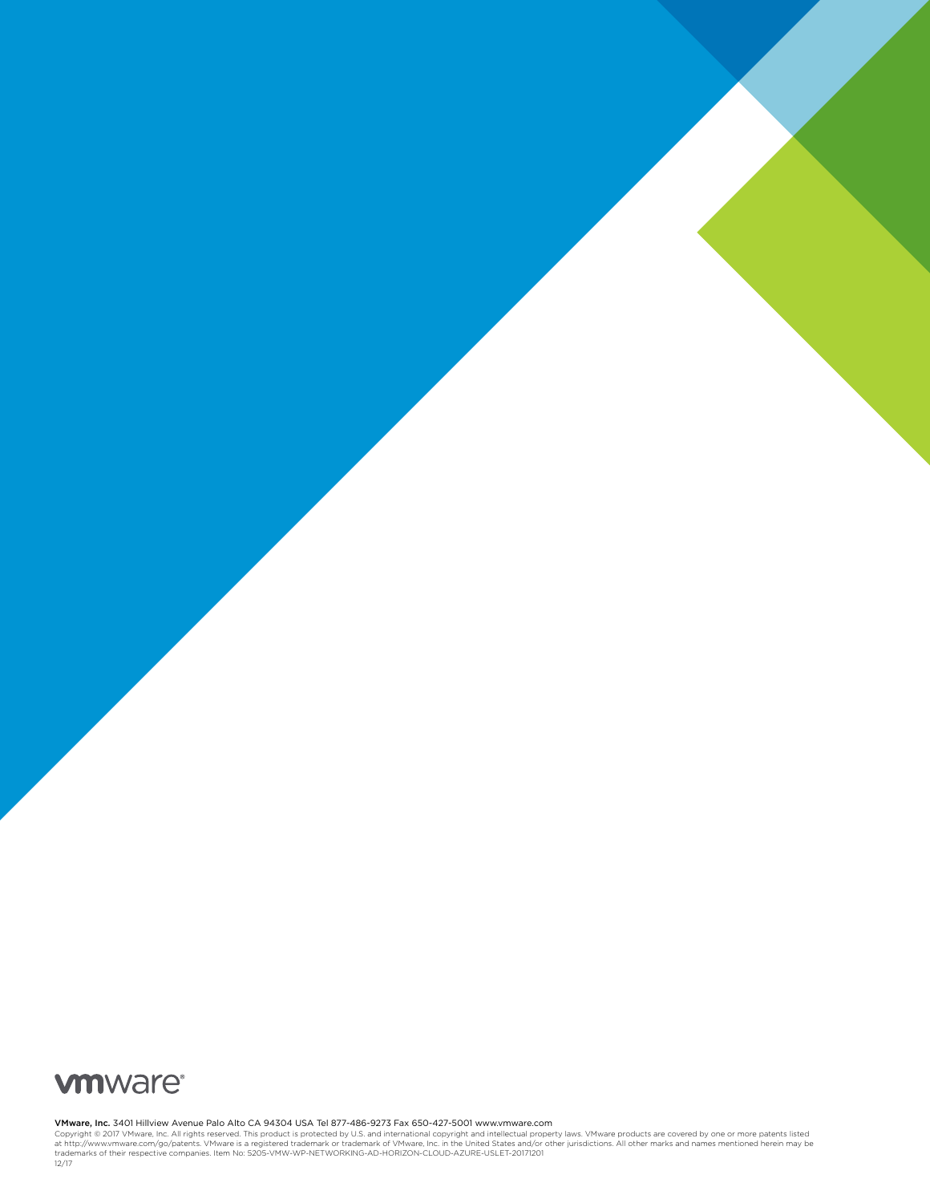**VMware, Inc.** 3401 Hillview Avenue Palo Alto CA 94304 USA Tel 877-486-9273 Fax 650-427-5001 www.vmware.com
Copyright © 2017 VMware, Inc. All rights reserved. This product is protected by U.S. and international copyright and intellectual property laws. VMware products are covered by one or more patents listed at http://www.vmware.com/go/patents. VMware is a registered trademark or trademark of VMware, Inc. in the United States and/or other jurisdictions. All other marks and names mentioned herein may be trademarks of their respective companies. Item No: 5205-VMW-WP-NETWORKING-AD-HORIZON-CLOUD-AZURE-USLET-20171201
12/17